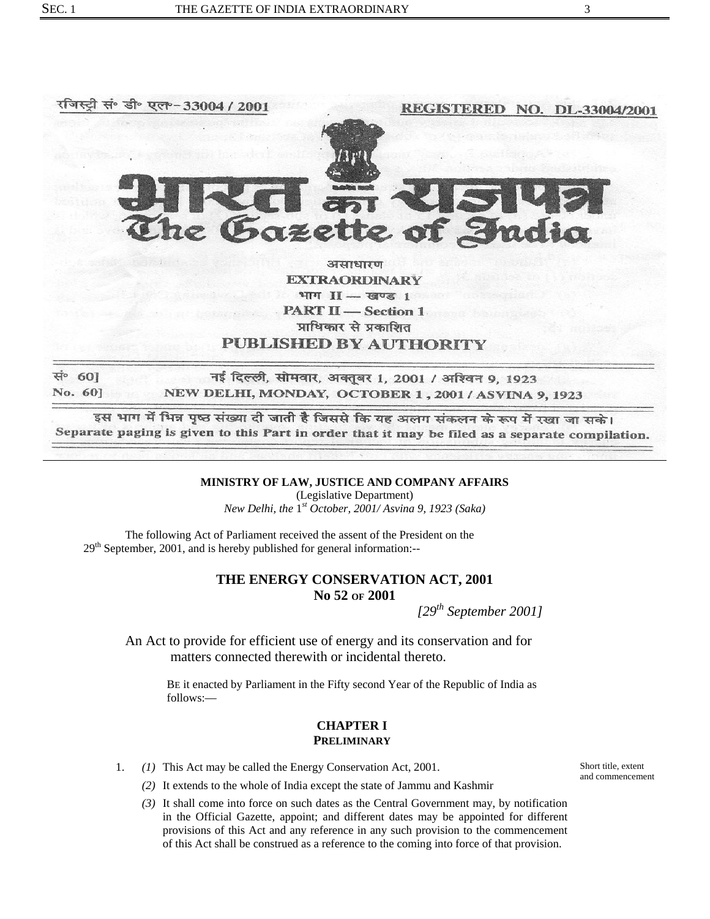रजिस्ट्री सं॰ डी॰ एल॰-33004 / 2001 REGISTERED NO. DL-33004/2001

# भारत का राजपत्र
# The Gazette of India

असाधारण
**EXTRAORDINARY**
भाग II — खण्ड 1
**PART II — Section 1**
प्राधिकार से प्रकाशित
**PUBLISHED BY AUTHORITY**

सं॰ 60] नई दिल्ली, सोमवार, अक्तूबर 1, 2001 / अश्विन 9, 1923
No. 60] NEW DELHI, MONDAY, OCTOBER 1, 2001 / ASVINA 9, 1923

इस भाग में भिन्न पृष्ठ संख्या दी जाती है जिससे कि यह अलग संकलन के रूप में रखा जा सके।
Separate paging is given to this Part in order that it may be filed as a separate compilation.

**MINISTRY OF LAW, JUSTICE AND COMPANY AFFAIRS**
(Legislative Department)
*New Delhi, the 1st October, 2001/ Asvina 9, 1923 (Saka)*

The following Act of Parliament received the assent of the President on the 29th September, 2001, and is hereby published for general information:--

## THE ENERGY CONSERVATION ACT, 2001
## No 52 OF 2001

*[29th September 2001]*

An Act to provide for efficient use of energy and its conservation and for matters connected therewith or incidental thereto.

BE it enacted by Parliament in the Fifty second Year of the Republic of India as follows:—

### CHAPTER I
### PRELIMINARY

Short title, extent and commencement

1. *(1)* This Act may be called the Energy Conservation Act, 2001.

   *(2)* It extends to the whole of India except the state of Jammu and Kashmir

   *(3)* It shall come into force on such dates as the Central Government may, by notification in the Official Gazette, appoint; and different dates may be appointed for different provisions of this Act and any reference in any such provision to the commencement of this Act shall be construed as a reference to the coming into force of that provision.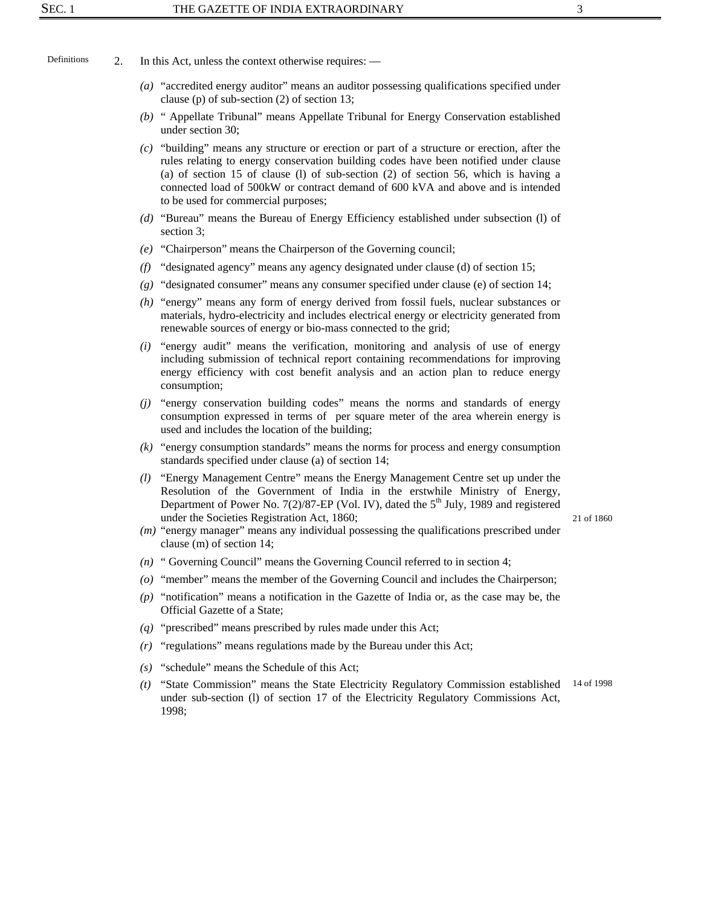**Definitions**

2. In this Act, unless the context otherwise requires: —

*(a)* "accredited energy auditor" means an auditor possessing qualifications specified under clause (p) of sub-section (2) of section 13;

*(b)* " Appellate Tribunal" means Appellate Tribunal for Energy Conservation established under section 30;

*(c)* "building" means any structure or erection or part of a structure or erection, after the rules relating to energy conservation building codes have been notified under clause (a) of section 15 of clause (l) of sub-section (2) of section 56, which is having a connected load of 500kW or contract demand of 600 kVA and above and is intended to be used for commercial purposes;

*(d)* "Bureau" means the Bureau of Energy Efficiency established under subsection (l) of section 3;

*(e)* "Chairperson" means the Chairperson of the Governing council;

*(f)* "designated agency" means any agency designated under clause (d) of section 15;

*(g)* "designated consumer" means any consumer specified under clause (e) of section 14;

*(h)* "energy" means any form of energy derived from fossil fuels, nuclear substances or materials, hydro-electricity and includes electrical energy or electricity generated from renewable sources of energy or bio-mass connected to the grid;

*(i)* "energy audit" means the verification, monitoring and analysis of use of energy including submission of technical report containing recommendations for improving energy efficiency with cost benefit analysis and an action plan to reduce energy consumption;

*(j)* "energy conservation building codes" means the norms and standards of energy consumption expressed in terms of per square meter of the area wherein energy is used and includes the location of the building;

*(k)* "energy consumption standards" means the norms for process and energy consumption standards specified under clause (a) of section 14;

*(l)* "Energy Management Centre" means the Energy Management Centre set up under the Resolution of the Government of India in the erstwhile Ministry of Energy, Department of Power No. 7(2)/87-EP (Vol. IV), dated the 5th July, 1989 and registered under the Societies Registration Act, 1860; (21 of 1860)

*(m)* "energy manager" means any individual possessing the qualifications prescribed under clause (m) of section 14;

*(n)* " Governing Council" means the Governing Council referred to in section 4;

*(o)* "member" means the member of the Governing Council and includes the Chairperson;

*(p)* "notification" means a notification in the Gazette of India or, as the case may be, the Official Gazette of a State;

*(q)* "prescribed" means prescribed by rules made under this Act;

*(r)* "regulations" means regulations made by the Bureau under this Act;

*(s)* "schedule" means the Schedule of this Act;

*(t)* "State Commission" means the State Electricity Regulatory Commission established under sub-section (l) of section 17 of the Electricity Regulatory Commissions Act, 1998; (14 of 1998)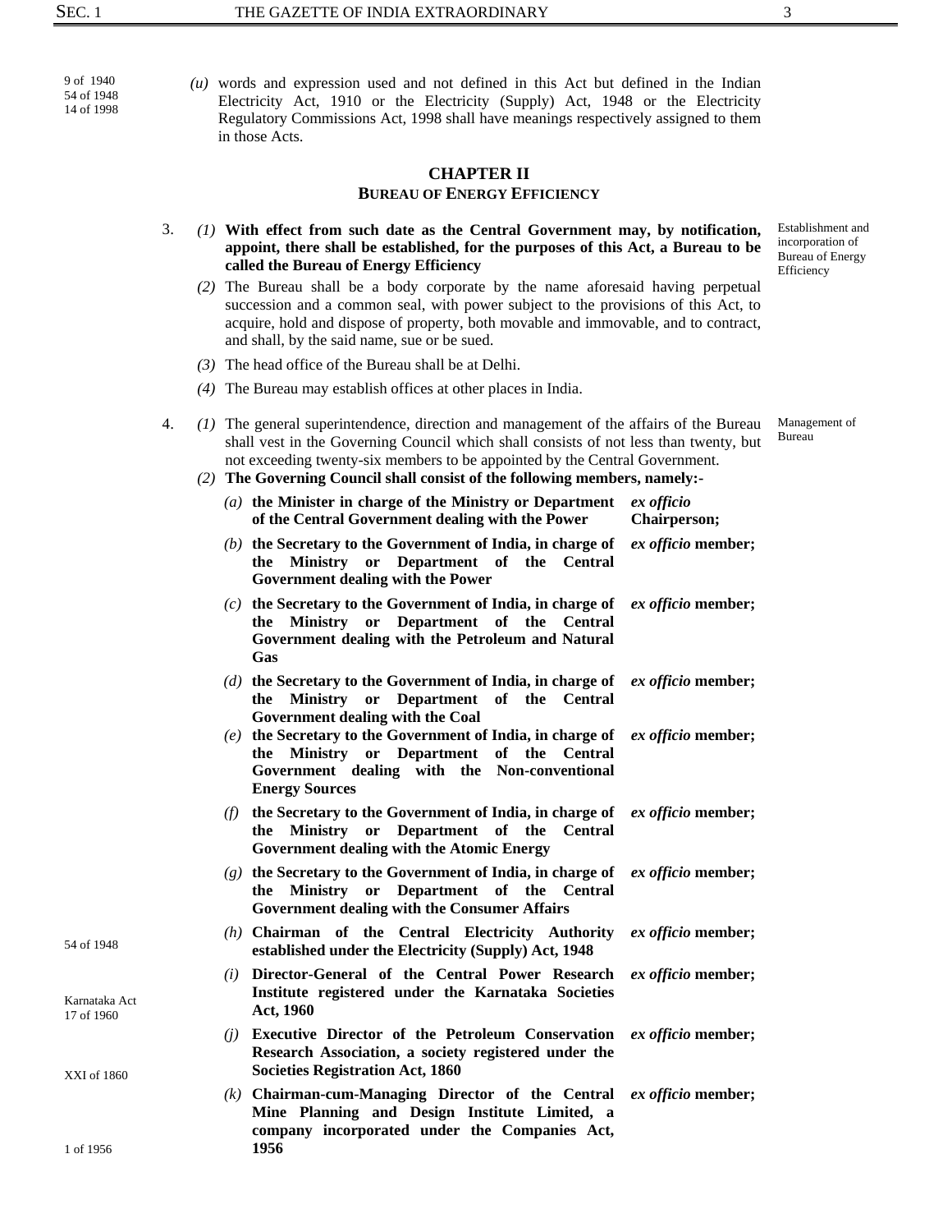9 of 1940
54 of 1948
14 of 1998

*(u)* words and expression used and not defined in this Act but defined in the Indian Electricity Act, 1910 or the Electricity (Supply) Act, 1948 or the Electricity Regulatory Commissions Act, 1998 shall have meanings respectively assigned to them in those Acts.

## CHAPTER II

### BUREAU OF ENERGY EFFICIENCY

Establishment and incorporation of Bureau of Energy Efficiency

3. *(1)* **With effect from such date as the Central Government may, by notification, appoint, there shall be established, for the purposes of this Act, a Bureau to be called the Bureau of Energy Efficiency**

*(2)* The Bureau shall be a body corporate by the name aforesaid having perpetual succession and a common seal, with power subject to the provisions of this Act, to acquire, hold and dispose of property, both movable and immovable, and to contract, and shall, by the said name, sue or be sued.

*(3)* The head office of the Bureau shall be at Delhi.

*(4)* The Bureau may establish offices at other places in India.

Management of Bureau

4. *(1)* The general superintendence, direction and management of the affairs of the Bureau shall vest in the Governing Council which shall consists of not less than twenty, but not exceeding twenty-six members to be appointed by the Central Government.

*(2)* **The Governing Council shall consist of the following members, namely:-**

*(a)* **the Minister in charge of the Ministry or Department of the Central Government dealing with the Power** — ***ex officio*** **Chairperson;**

*(b)* **the Secretary to the Government of India, in charge of the Ministry or Department of the Central Government dealing with the Power** — ***ex officio*** **member;**

*(c)* **the Secretary to the Government of India, in charge of the Ministry or Department of the Central Government dealing with the Petroleum and Natural Gas** — ***ex officio*** **member;**

*(d)* **the Secretary to the Government of India, in charge of the Ministry or Department of the Central Government dealing with the Coal** — ***ex officio*** **member;**

*(e)* **the Secretary to the Government of India, in charge of the Ministry or Department of the Central Government dealing with the Non-conventional Energy Sources** — ***ex officio*** **member;**

*(f)* **the Secretary to the Government of India, in charge of the Ministry or Department of the Central Government dealing with the Atomic Energy** — ***ex officio*** **member;**

*(g)* **the Secretary to the Government of India, in charge of the Ministry or Department of the Central Government dealing with the Consumer Affairs** — ***ex officio*** **member;**

54 of 1948

*(h)* **Chairman of the Central Electricity Authority established under the Electricity (Supply) Act, 1948** — ***ex officio*** **member;**

Karnataka Act 17 of 1960

*(i)* **Director-General of the Central Power Research Institute registered under the Karnataka Societies Act, 1960** — ***ex officio*** **member;**

XXI of 1860

*(j)* **Executive Director of the Petroleum Conservation Research Association, a society registered under the Societies Registration Act, 1860** — ***ex officio*** **member;**

1 of 1956

*(k)* **Chairman-cum-Managing Director of the Central Mine Planning and Design Institute Limited, a company incorporated under the Companies Act, 1956** — ***ex officio*** **member;**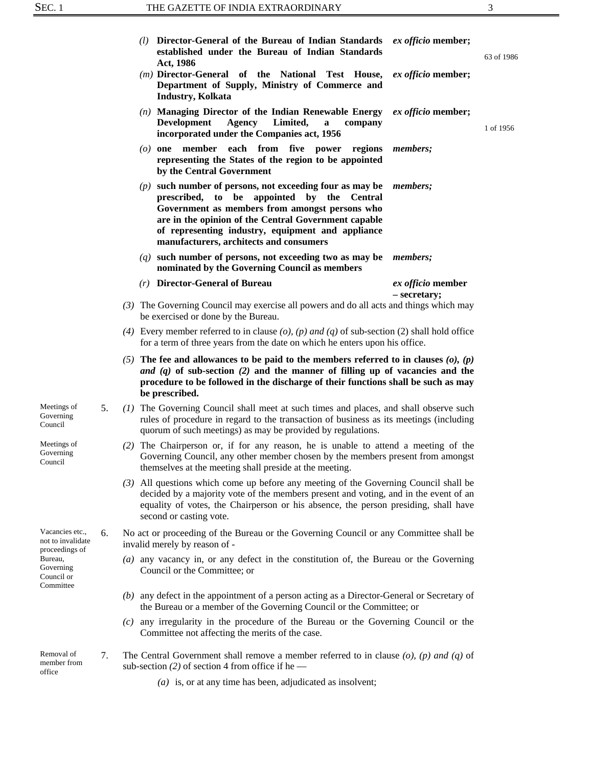(l) **Director-General of the Bureau of Indian Standards established under the Bureau of Indian Standards Act, 1986** — *ex officio* **member;** (63 of 1986)

(m) **Director-General of the National Test House, Department of Supply, Ministry of Commerce and Industry, Kolkata** — *ex officio* **member;**

(n) **Managing Director of the Indian Renewable Energy Development Agency Limited, a company incorporated under the Companies act, 1956** — *ex officio* **member;** (1 of 1956)

(o) **one member each from five power regions representing the States of the region to be appointed by the Central Government** — ***members;***

(p) **such number of persons, not exceeding four as may be prescribed, to be appointed by the Central Government as members from amongst persons who are in the opinion of the Central Government capable of representing industry, equipment and appliance manufacturers, architects and consumers** — ***members;***

(q) **such number of persons, not exceeding two as may be nominated by the Governing Council as members** — ***members;***

(r) **Director-General of Bureau** — *ex officio* **member – secretary;**

(3) The Governing Council may exercise all powers and do all acts and things which may be exercised or done by the Bureau.

(4) Every member referred to in clause *(o), (p) and (q)* of sub-section (2) shall hold office for a term of three years from the date on which he enters upon his office.

(5) **The fee and allowances to be paid to the members referred to in clauses *(o), (p) and (q)* of sub-section *(2)* and the manner of filling up of vacancies and the procedure to be followed in the discharge of their functions shall be such as may be prescribed.**

*Meetings of Governing Council*

5. (1) The Governing Council shall meet at such times and places, and shall observe such rules of procedure in regard to the transaction of business as its meetings (including quorum of such meetings) as may be provided by regulations.

*Meetings of Governing Council*

(2) The Chairperson or, if for any reason, he is unable to attend a meeting of the Governing Council, any other member chosen by the members present from amongst themselves at the meeting shall preside at the meeting.

(3) All questions which come up before any meeting of the Governing Council shall be decided by a majority vote of the members present and voting, and in the event of an equality of votes, the Chairperson or his absence, the person presiding, shall have second or casting vote.

*Vacancies etc., not to invalidate proceedings of Bureau, Governing Council or Committee*

6. No act or proceeding of the Bureau or the Governing Council or any Committee shall be invalid merely by reason of -

(a) any vacancy in, or any defect in the constitution of, the Bureau or the Governing Council or the Committee; or

(b) any defect in the appointment of a person acting as a Director-General or Secretary of the Bureau or a member of the Governing Council or the Committee; or

(c) any irregularity in the procedure of the Bureau or the Governing Council or the Committee not affecting the merits of the case.

*Removal of member from office*

7. The Central Government shall remove a member referred to in clause *(o), (p) and (q)* of sub-section *(2)* of section 4 from office if he —

(a) is, or at any time has been, adjudicated as insolvent;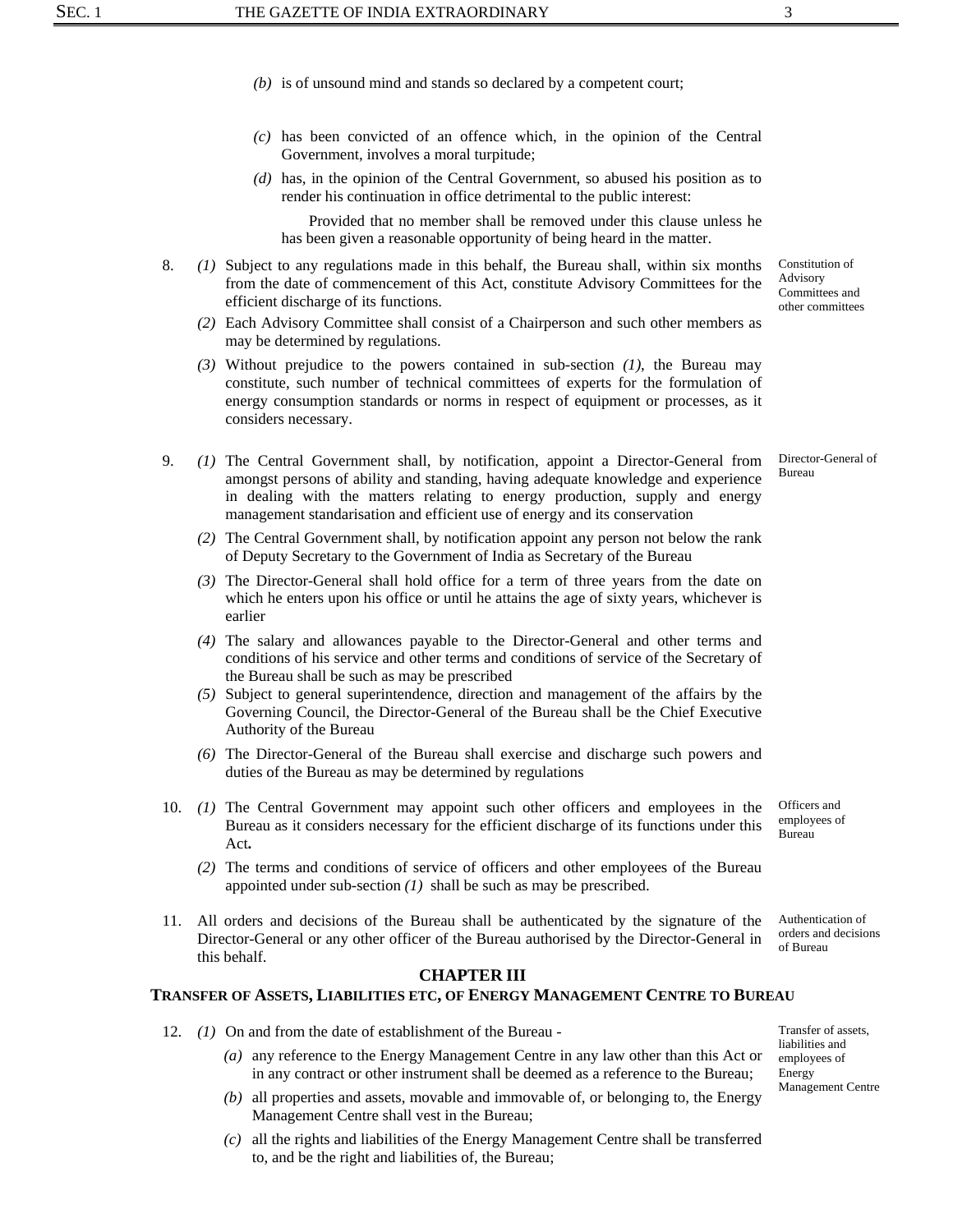*(b)* is of unsound mind and stands so declared by a competent court;

*(c)* has been convicted of an offence which, in the opinion of the Central Government, involves a moral turpitude;

*(d)* has, in the opinion of the Central Government, so abused his position as to render his continuation in office detrimental to the public interest:

Provided that no member shall be removed under this clause unless he has been given a reasonable opportunity of being heard in the matter.

**Constitution of Advisory Committees and other committees**

8. *(1)* Subject to any regulations made in this behalf, the Bureau shall, within six months from the date of commencement of this Act, constitute Advisory Committees for the efficient discharge of its functions.

*(2)* Each Advisory Committee shall consist of a Chairperson and such other members as may be determined by regulations.

*(3)* Without prejudice to the powers contained in sub-section *(1)*, the Bureau may constitute, such number of technical committees of experts for the formulation of energy consumption standards or norms in respect of equipment or processes, as it considers necessary.

**Director-General of Bureau**

9. *(1)* The Central Government shall, by notification, appoint a Director-General from amongst persons of ability and standing, having adequate knowledge and experience in dealing with the matters relating to energy production, supply and energy management standarisation and efficient use of energy and its conservation

*(2)* The Central Government shall, by notification appoint any person not below the rank of Deputy Secretary to the Government of India as Secretary of the Bureau

*(3)* The Director-General shall hold office for a term of three years from the date on which he enters upon his office or until he attains the age of sixty years, whichever is earlier

*(4)* The salary and allowances payable to the Director-General and other terms and conditions of his service and other terms and conditions of service of the Secretary of the Bureau shall be such as may be prescribed

*(5)* Subject to general superintendence, direction and management of the affairs by the Governing Council, the Director-General of the Bureau shall be the Chief Executive Authority of the Bureau

*(6)* The Director-General of the Bureau shall exercise and discharge such powers and duties of the Bureau as may be determined by regulations

**Officers and employees of Bureau**

10. *(1)* The Central Government may appoint such other officers and employees in the Bureau as it considers necessary for the efficient discharge of its functions under this Act**.**

*(2)* The terms and conditions of service of officers and other employees of the Bureau appointed under sub-section *(1)* shall be such as may be prescribed.

**Authentication of orders and decisions of Bureau**

11. All orders and decisions of the Bureau shall be authenticated by the signature of the Director-General or any other officer of the Bureau authorised by the Director-General in this behalf.

## CHAPTER III

## TRANSFER OF ASSETS, LIABILITIES ETC, OF ENERGY MANAGEMENT CENTRE TO BUREAU

**Transfer of assets, liabilities and employees of Energy Management Centre**

12. *(1)* On and from the date of establishment of the Bureau -

*(a)* any reference to the Energy Management Centre in any law other than this Act or in any contract or other instrument shall be deemed as a reference to the Bureau;

*(b)* all properties and assets, movable and immovable of, or belonging to, the Energy Management Centre shall vest in the Bureau;

*(c)* all the rights and liabilities of the Energy Management Centre shall be transferred to, and be the right and liabilities of, the Bureau;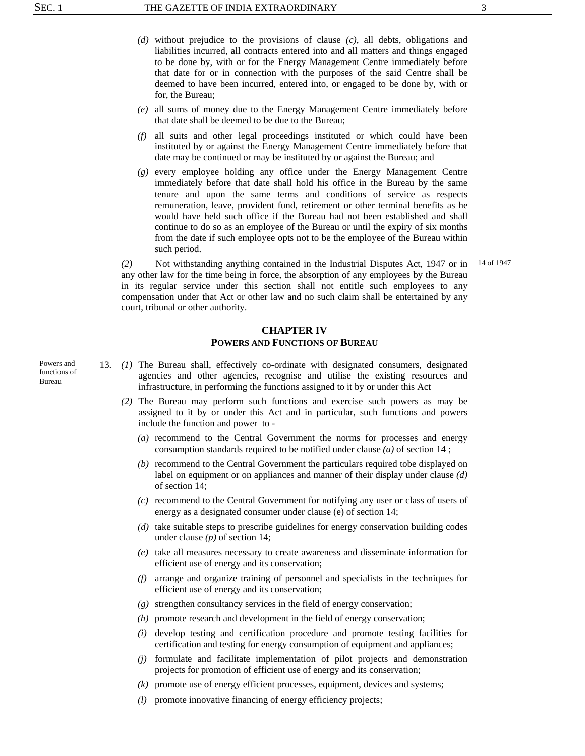(d) without prejudice to the provisions of clause *(c)*, all debts, obligations and liabilities incurred, all contracts entered into and all matters and things engaged to be done by, with or for the Energy Management Centre immediately before that date for or in connection with the purposes of the said Centre shall be deemed to have been incurred, entered into, or engaged to be done by, with or for, the Bureau;

(e) all sums of money due to the Energy Management Centre immediately before that date shall be deemed to be due to the Bureau;

(f) all suits and other legal proceedings instituted or which could have been instituted by or against the Energy Management Centre immediately before that date may be continued or may be instituted by or against the Bureau; and

(g) every employee holding any office under the Energy Management Centre immediately before that date shall hold his office in the Bureau by the same tenure and upon the same terms and conditions of service as respects remuneration, leave, provident fund, retirement or other terminal benefits as he would have held such office if the Bureau had not been established and shall continue to do so as an employee of the Bureau or until the expiry of six months from the date if such employee opts not to be the employee of the Bureau within such period.

*(2)* Not withstanding anything contained in the Industrial Disputes Act, 1947 or in any other law for the time being in force, the absorption of any employees by the Bureau in its regular service under this section shall not entitle such employees to any compensation under that Act or other law and no such claim shall be entertained by any court, tribunal or other authority.

14 of 1947

## CHAPTER IV
### POWERS AND FUNCTIONS OF BUREAU

Powers and functions of Bureau

13. *(1)* The Bureau shall, effectively co-ordinate with designated consumers, designated agencies and other agencies, recognise and utilise the existing resources and infrastructure, in performing the functions assigned to it by or under this Act

*(2)* The Bureau may perform such functions and exercise such powers as may be assigned to it by or under this Act and in particular, such functions and powers include the function and power to -

(a) recommend to the Central Government the norms for processes and energy consumption standards required to be notified under clause *(a)* of section 14 ;

(b) recommend to the Central Government the particulars required tobe displayed on label on equipment or on appliances and manner of their display under clause *(d)* of section 14;

(c) recommend to the Central Government for notifying any user or class of users of energy as a designated consumer under clause (e) of section 14;

(d) take suitable steps to prescribe guidelines for energy conservation building codes under clause *(p)* of section 14;

(e) take all measures necessary to create awareness and disseminate information for efficient use of energy and its conservation;

(f) arrange and organize training of personnel and specialists in the techniques for efficient use of energy and its conservation;

(g) strengthen consultancy services in the field of energy conservation;

(h) promote research and development in the field of energy conservation;

(i) develop testing and certification procedure and promote testing facilities for certification and testing for energy consumption of equipment and appliances;

(j) formulate and facilitate implementation of pilot projects and demonstration projects for promotion of efficient use of energy and its conservation;

(k) promote use of energy efficient processes, equipment, devices and systems;

(l) promote innovative financing of energy efficiency projects;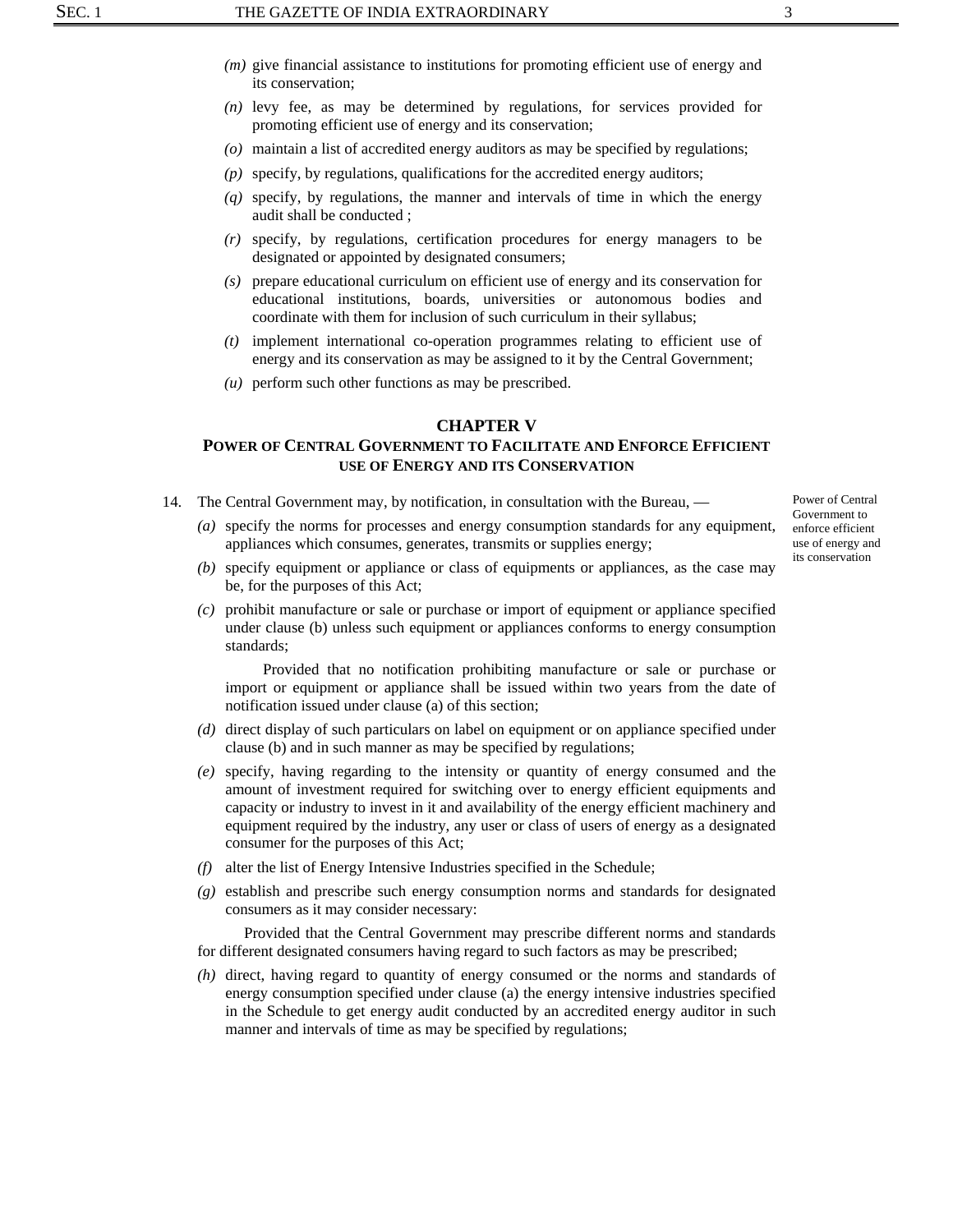*(m)* give financial assistance to institutions for promoting efficient use of energy and its conservation;

*(n)* levy fee, as may be determined by regulations, for services provided for promoting efficient use of energy and its conservation;

*(o)* maintain a list of accredited energy auditors as may be specified by regulations;

*(p)* specify, by regulations, qualifications for the accredited energy auditors;

*(q)* specify, by regulations, the manner and intervals of time in which the energy audit shall be conducted ;

*(r)* specify, by regulations, certification procedures for energy managers to be designated or appointed by designated consumers;

*(s)* prepare educational curriculum on efficient use of energy and its conservation for educational institutions, boards, universities or autonomous bodies and coordinate with them for inclusion of such curriculum in their syllabus;

*(t)* implement international co-operation programmes relating to efficient use of energy and its conservation as may be assigned to it by the Central Government;

*(u)* perform such other functions as may be prescribed.

## CHAPTER V

### POWER OF CENTRAL GOVERNMENT TO FACILITATE AND ENFORCE EFFICIENT USE OF ENERGY AND ITS CONSERVATION

*Power of Central Government to enforce efficient use of energy and its conservation*

14. The Central Government may, by notification, in consultation with the Bureau, —

*(a)* specify the norms for processes and energy consumption standards for any equipment, appliances which consumes, generates, transmits or supplies energy;

*(b)* specify equipment or appliance or class of equipments or appliances, as the case may be, for the purposes of this Act;

*(c)* prohibit manufacture or sale or purchase or import of equipment or appliance specified under clause (b) unless such equipment or appliances conforms to energy consumption standards;

Provided that no notification prohibiting manufacture or sale or purchase or import or equipment or appliance shall be issued within two years from the date of notification issued under clause (a) of this section;

*(d)* direct display of such particulars on label on equipment or on appliance specified under clause (b) and in such manner as may be specified by regulations;

*(e)* specify, having regarding to the intensity or quantity of energy consumed and the amount of investment required for switching over to energy efficient equipments and capacity or industry to invest in it and availability of the energy efficient machinery and equipment required by the industry, any user or class of users of energy as a designated consumer for the purposes of this Act;

*(f)* alter the list of Energy Intensive Industries specified in the Schedule;

*(g)* establish and prescribe such energy consumption norms and standards for designated consumers as it may consider necessary:

Provided that the Central Government may prescribe different norms and standards for different designated consumers having regard to such factors as may be prescribed;

*(h)* direct, having regard to quantity of energy consumed or the norms and standards of energy consumption specified under clause (a) the energy intensive industries specified in the Schedule to get energy audit conducted by an accredited energy auditor in such manner and intervals of time as may be specified by regulations;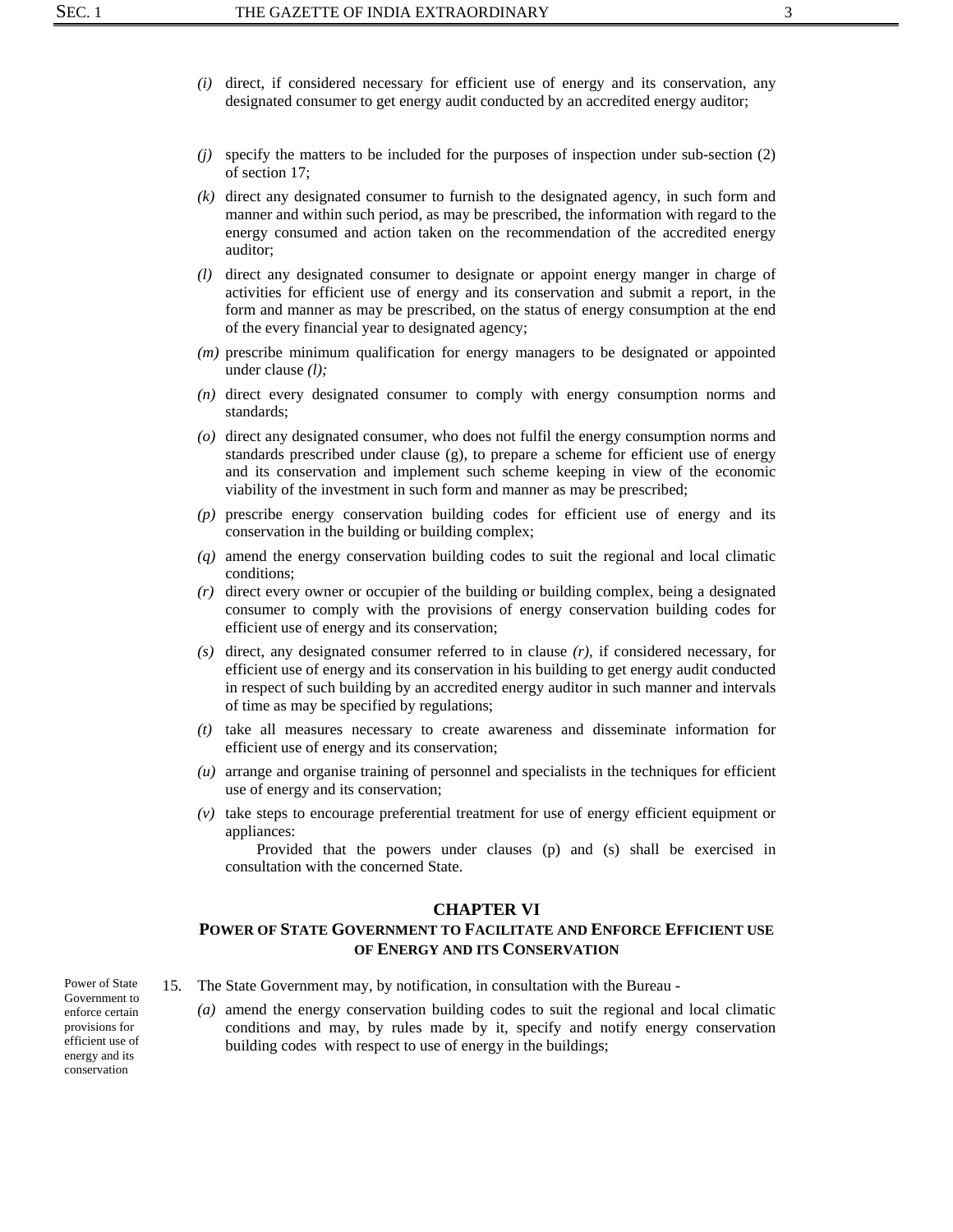*(i)* direct, if considered necessary for efficient use of energy and its conservation, any designated consumer to get energy audit conducted by an accredited energy auditor;

*(j)* specify the matters to be included for the purposes of inspection under sub-section (2) of section 17;

*(k)* direct any designated consumer to furnish to the designated agency, in such form and manner and within such period, as may be prescribed, the information with regard to the energy consumed and action taken on the recommendation of the accredited energy auditor;

*(l)* direct any designated consumer to designate or appoint energy manger in charge of activities for efficient use of energy and its conservation and submit a report, in the form and manner as may be prescribed, on the status of energy consumption at the end of the every financial year to designated agency;

*(m)* prescribe minimum qualification for energy managers to be designated or appointed under clause *(l);*

*(n)* direct every designated consumer to comply with energy consumption norms and standards;

*(o)* direct any designated consumer, who does not fulfil the energy consumption norms and standards prescribed under clause (g), to prepare a scheme for efficient use of energy and its conservation and implement such scheme keeping in view of the economic viability of the investment in such form and manner as may be prescribed;

*(p)* prescribe energy conservation building codes for efficient use of energy and its conservation in the building or building complex;

*(q)* amend the energy conservation building codes to suit the regional and local climatic conditions;

*(r)* direct every owner or occupier of the building or building complex, being a designated consumer to comply with the provisions of energy conservation building codes for efficient use of energy and its conservation;

*(s)* direct, any designated consumer referred to in clause *(r)*, if considered necessary, for efficient use of energy and its conservation in his building to get energy audit conducted in respect of such building by an accredited energy auditor in such manner and intervals of time as may be specified by regulations;

*(t)* take all measures necessary to create awareness and disseminate information for efficient use of energy and its conservation;

*(u)* arrange and organise training of personnel and specialists in the techniques for efficient use of energy and its conservation;

*(v)* take steps to encourage preferential treatment for use of energy efficient equipment or appliances:

Provided that the powers under clauses (p) and (s) shall be exercised in consultation with the concerned State.

## CHAPTER VI

## POWER OF STATE GOVERNMENT TO FACILITATE AND ENFORCE EFFICIENT USE OF ENERGY AND ITS CONSERVATION

Power of State Government to enforce certain provisions for efficient use of energy and its conservation

15. The State Government may, by notification, in consultation with the Bureau -

*(a)* amend the energy conservation building codes to suit the regional and local climatic conditions and may, by rules made by it, specify and notify energy conservation building codes with respect to use of energy in the buildings;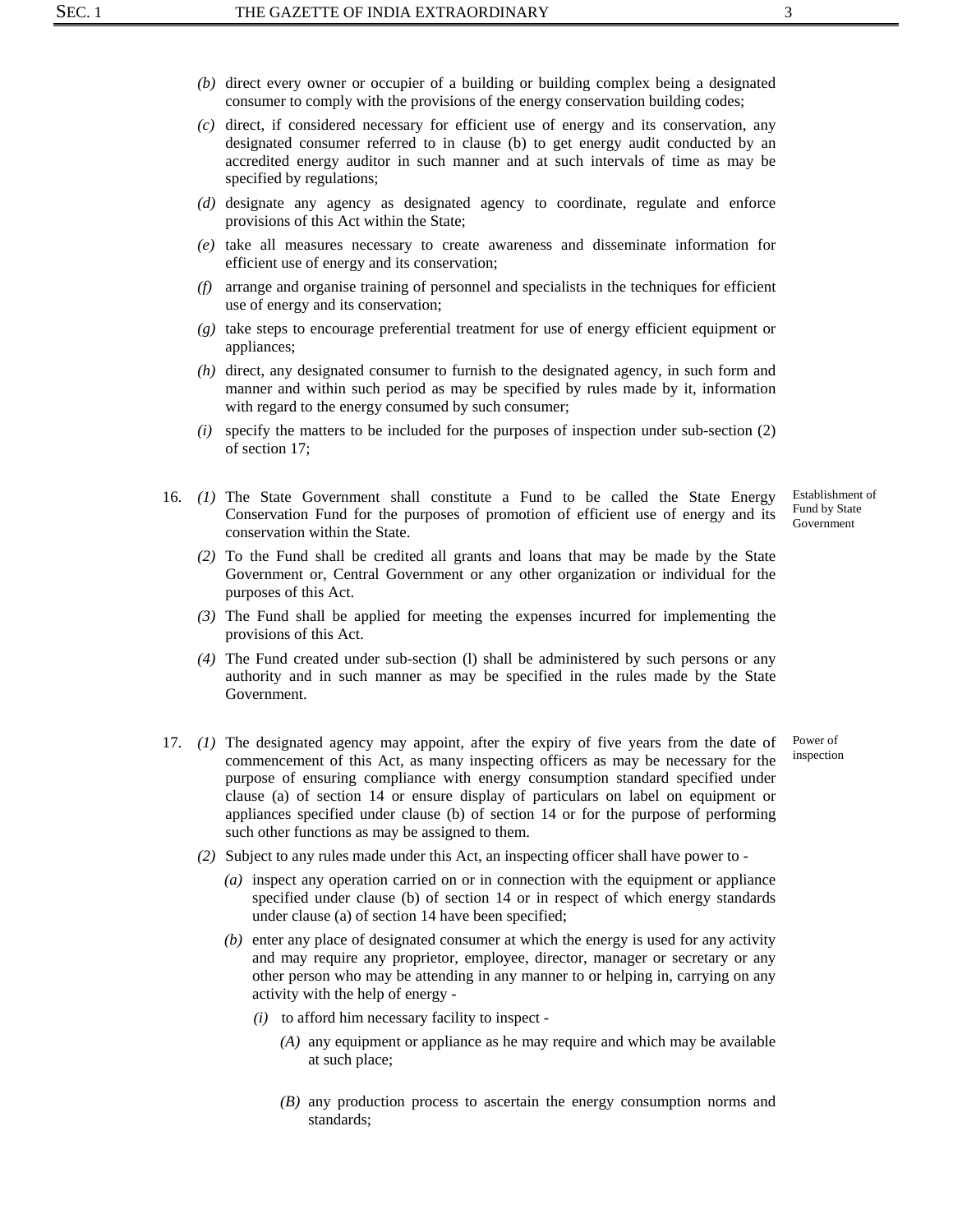(b) direct every owner or occupier of a building or building complex being a designated consumer to comply with the provisions of the energy conservation building codes;

(c) direct, if considered necessary for efficient use of energy and its conservation, any designated consumer referred to in clause (b) to get energy audit conducted by an accredited energy auditor in such manner and at such intervals of time as may be specified by regulations;

(d) designate any agency as designated agency to coordinate, regulate and enforce provisions of this Act within the State;

(e) take all measures necessary to create awareness and disseminate information for efficient use of energy and its conservation;

(f) arrange and organise training of personnel and specialists in the techniques for efficient use of energy and its conservation;

(g) take steps to encourage preferential treatment for use of energy efficient equipment or appliances;

(h) direct, any designated consumer to furnish to the designated agency, in such form and manner and within such period as may be specified by rules made by it, information with regard to the energy consumed by such consumer;

(i) specify the matters to be included for the purposes of inspection under sub-section (2) of section 17;

**Establishment of Fund by State Government**

16. (1) The State Government shall constitute a Fund to be called the State Energy Conservation Fund for the purposes of promotion of efficient use of energy and its conservation within the State.

(2) To the Fund shall be credited all grants and loans that may be made by the State Government or, Central Government or any other organization or individual for the purposes of this Act.

(3) The Fund shall be applied for meeting the expenses incurred for implementing the provisions of this Act.

(4) The Fund created under sub-section (l) shall be administered by such persons or any authority and in such manner as may be specified in the rules made by the State Government.

**Power of inspection**

17. (1) The designated agency may appoint, after the expiry of five years from the date of commencement of this Act, as many inspecting officers as may be necessary for the purpose of ensuring compliance with energy consumption standard specified under clause (a) of section 14 or ensure display of particulars on label on equipment or appliances specified under clause (b) of section 14 or for the purpose of performing such other functions as may be assigned to them.

(2) Subject to any rules made under this Act, an inspecting officer shall have power to -

(a) inspect any operation carried on or in connection with the equipment or appliance specified under clause (b) of section 14 or in respect of which energy standards under clause (a) of section 14 have been specified;

(b) enter any place of designated consumer at which the energy is used for any activity and may require any proprietor, employee, director, manager or secretary or any other person who may be attending in any manner to or helping in, carrying on any activity with the help of energy -

(i) to afford him necessary facility to inspect -

(A) any equipment or appliance as he may require and which may be available at such place;

(B) any production process to ascertain the energy consumption norms and standards;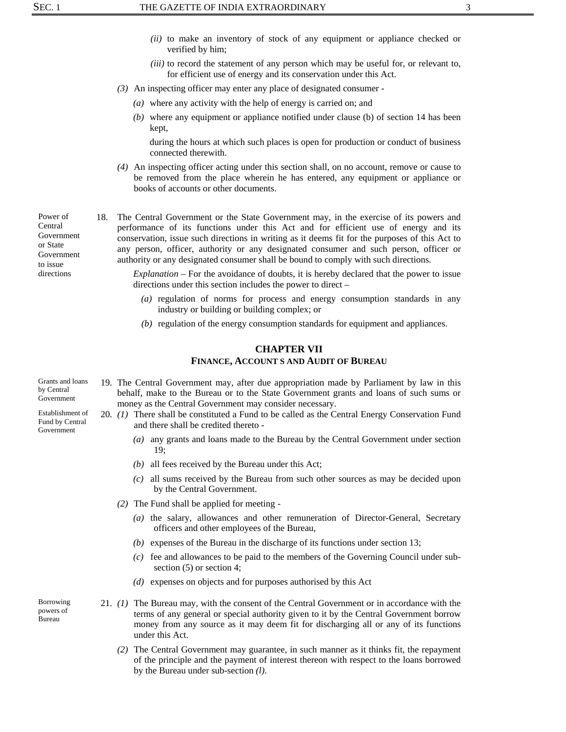(ii) to make an inventory of stock of any equipment or appliance checked or verified by him;

(iii) to record the statement of any person which may be useful for, or relevant to, for efficient use of energy and its conservation under this Act.

(3) An inspecting officer may enter any place of designated consumer -

(a) where any activity with the help of energy is carried on; and

(b) where any equipment or appliance notified under clause (b) of section 14 has been kept,

during the hours at which such places is open for production or conduct of business connected therewith.

(4) An inspecting officer acting under this section shall, on no account, remove or cause to be removed from the place wherein he has entered, any equipment or appliance or books of accounts or other documents.

Power of Central Government or State Government to issue directions

18. The Central Government or the State Government may, in the exercise of its powers and performance of its functions under this Act and for efficient use of energy and its conservation, issue such directions in writing as it deems fit for the purposes of this Act to any person, officer, authority or any designated consumer and such person, officer or authority or any designated consumer shall be bound to comply with such directions.

*Explanation* – For the avoidance of doubts, it is hereby declared that the power to issue directions under this section includes the power to direct –

(a) regulation of norms for process and energy consumption standards in any industry or building or building complex; or

(b) regulation of the energy consumption standards for equipment and appliances.

## CHAPTER VII
## FINANCE, ACCOUNT S AND AUDIT OF BUREAU

Grants and loans by Central Government

19. The Central Government may, after due appropriation made by Parliament by law in this behalf, make to the Bureau or to the State Government grants and loans of such sums or money as the Central Government may consider necessary.

Establishment of Fund by Central Government

20. (1) There shall be constituted a Fund to be called as the Central Energy Conservation Fund and there shall be credited thereto -

(a) any grants and loans made to the Bureau by the Central Government under section 19;

(b) all fees received by the Bureau under this Act;

(c) all sums received by the Bureau from such other sources as may be decided upon by the Central Government.

(2) The Fund shall be applied for meeting -

(a) the salary, allowances and other remuneration of Director-General, Secretary officers and other employees of the Bureau,

(b) expenses of the Bureau in the discharge of its functions under section 13;

(c) fee and allowances to be paid to the members of the Governing Council under sub-section (5) or section 4;

(d) expenses on objects and for purposes authorised by this Act

Borrowing powers of Bureau

21. (1) The Bureau may, with the consent of the Central Government or in accordance with the terms of any general or special authority given to it by the Central Government borrow money from any source as it may deem fit for discharging all or any of its functions under this Act.

(2) The Central Government may guarantee, in such manner as it thinks fit, the repayment of the principle and the payment of interest thereon with respect to the loans borrowed by the Bureau under sub-section *(l)*.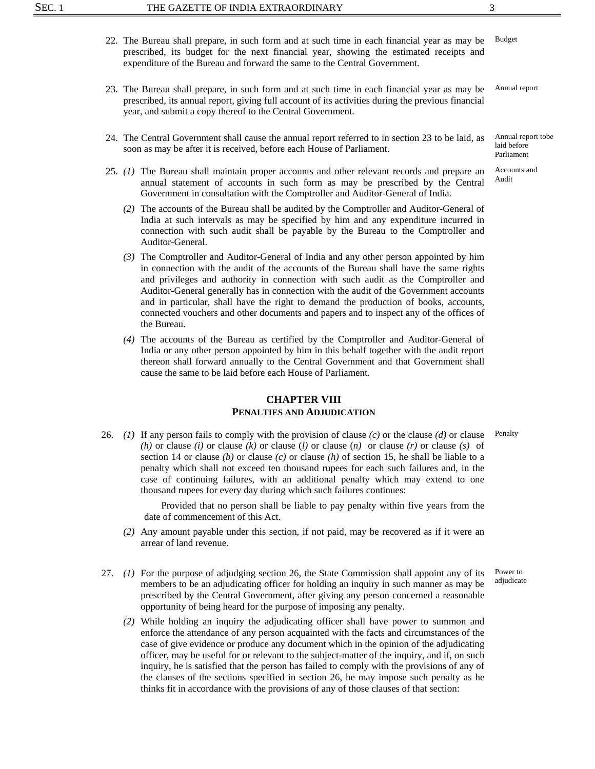22. The Bureau shall prepare, in such form and at such time in each financial year as may be prescribed, its budget for the next financial year, showing the estimated receipts and expenditure of the Bureau and forward the same to the Central Government. *Budget*

23. The Bureau shall prepare, in such form and at such time in each financial year as may be prescribed, its annual report, giving full account of its activities during the previous financial year, and submit a copy thereof to the Central Government. *Annual report*

24. The Central Government shall cause the annual report referred to in section 23 to be laid, as soon as may be after it is received, before each House of Parliament. *Annual report tobe laid before Parliament*

25. *(1)* The Bureau shall maintain proper accounts and other relevant records and prepare an annual statement of accounts in such form as may be prescribed by the Central Government in consultation with the Comptroller and Auditor-General of India. *Accounts and Audit*

*(2)* The accounts of the Bureau shall be audited by the Comptroller and Auditor-General of India at such intervals as may be specified by him and any expenditure incurred in connection with such audit shall be payable by the Bureau to the Comptroller and Auditor-General.

*(3)* The Comptroller and Auditor-General of India and any other person appointed by him in connection with the audit of the accounts of the Bureau shall have the same rights and privileges and authority in connection with such audit as the Comptroller and Auditor-General generally has in connection with the audit of the Government accounts and in particular, shall have the right to demand the production of books, accounts, connected vouchers and other documents and papers and to inspect any of the offices of the Bureau.

*(4)* The accounts of the Bureau as certified by the Comptroller and Auditor-General of India or any other person appointed by him in this behalf together with the audit report thereon shall forward annually to the Central Government and that Government shall cause the same to be laid before each House of Parliament.

## CHAPTER VIII
### PENALTIES AND ADJUDICATION

26. *(1)* If any person fails to comply with the provision of clause *(c)* or the clause *(d)* or clause *(h)* or clause *(i)* or clause *(k)* or clause (*l*) or clause (*n*) or clause *(r)* or clause *(s)* of section 14 or clause *(b)* or clause *(c)* or clause *(h)* of section 15, he shall be liable to a penalty which shall not exceed ten thousand rupees for each such failures and, in the case of continuing failures, with an additional penalty which may extend to one thousand rupees for every day during which such failures continues: *Penalty*

Provided that no person shall be liable to pay penalty within five years from the date of commencement of this Act.

*(2)* Any amount payable under this section, if not paid, may be recovered as if it were an arrear of land revenue.

27. *(1)* For the purpose of adjudging section 26, the State Commission shall appoint any of its members to be an adjudicating officer for holding an inquiry in such manner as may be prescribed by the Central Government, after giving any person concerned a reasonable opportunity of being heard for the purpose of imposing any penalty. *Power to adjudicate*

*(2)* While holding an inquiry the adjudicating officer shall have power to summon and enforce the attendance of any person acquainted with the facts and circumstances of the case of give evidence or produce any document which in the opinion of the adjudicating officer, may be useful for or relevant to the subject-matter of the inquiry, and if, on such inquiry, he is satisfied that the person has failed to comply with the provisions of any of the clauses of the sections specified in section 26, he may impose such penalty as he thinks fit in accordance with the provisions of any of those clauses of that section: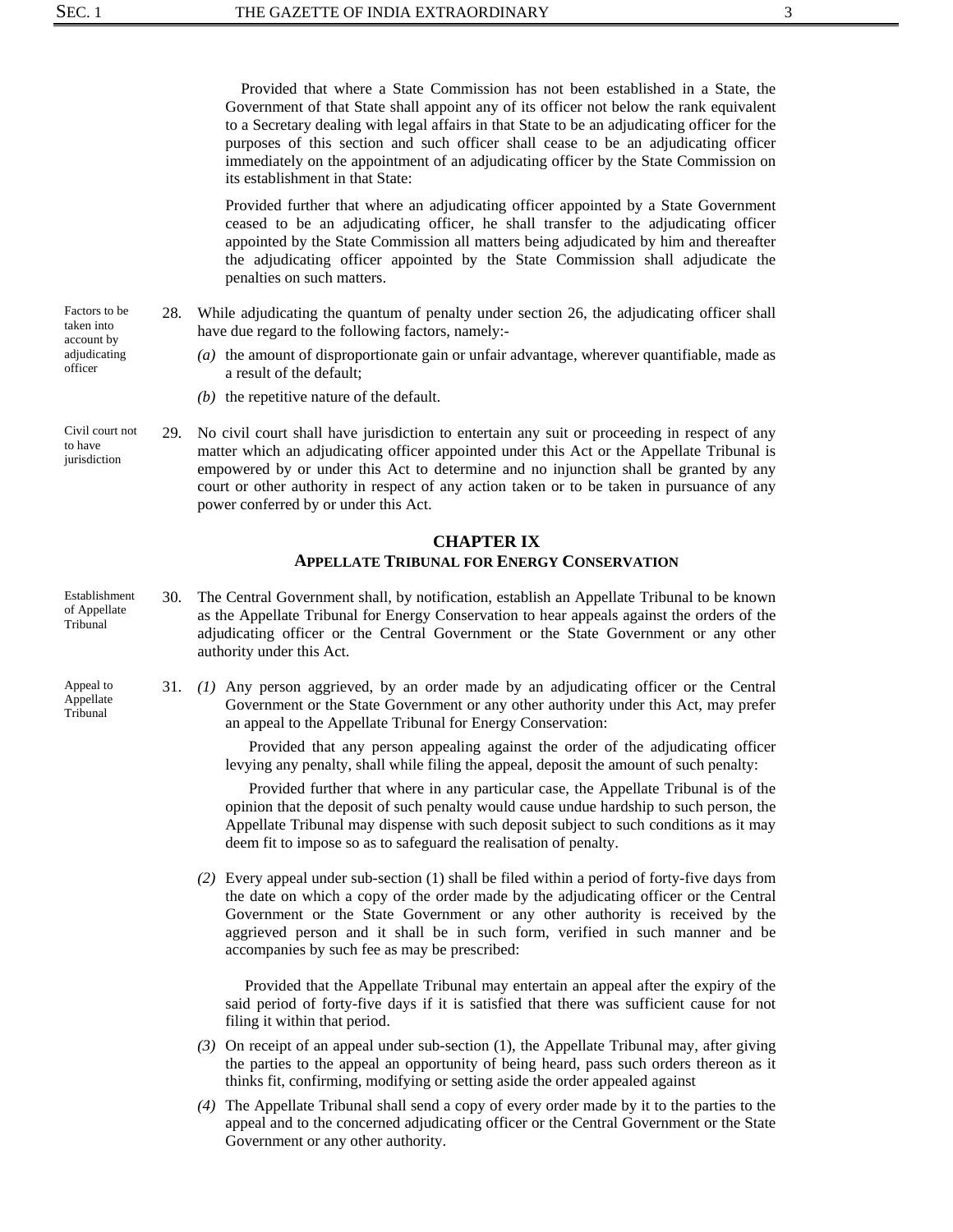Provided that where a State Commission has not been established in a State, the Government of that State shall appoint any of its officer not below the rank equivalent to a Secretary dealing with legal affairs in that State to be an adjudicating officer for the purposes of this section and such officer shall cease to be an adjudicating officer immediately on the appointment of an adjudicating officer by the State Commission on its establishment in that State:

Provided further that where an adjudicating officer appointed by a State Government ceased to be an adjudicating officer, he shall transfer to the adjudicating officer appointed by the State Commission all matters being adjudicated by him and thereafter the adjudicating officer appointed by the State Commission shall adjudicate the penalties on such matters.

*Factors to be taken into account by adjudicating officer*

28. While adjudicating the quantum of penalty under section 26, the adjudicating officer shall have due regard to the following factors, namely:-

   *(a)* the amount of disproportionate gain or unfair advantage, wherever quantifiable, made as a result of the default;

   *(b)* the repetitive nature of the default.

*Civil court not to have jurisdiction*

29. No civil court shall have jurisdiction to entertain any suit or proceeding in respect of any matter which an adjudicating officer appointed under this Act or the Appellate Tribunal is empowered by or under this Act to determine and no injunction shall be granted by any court or other authority in respect of any action taken or to be taken in pursuance of any power conferred by or under this Act.

## CHAPTER IX

### APPELLATE TRIBUNAL FOR ENERGY CONSERVATION

*Establishment of Appellate Tribunal*

30. The Central Government shall, by notification, establish an Appellate Tribunal to be known as the Appellate Tribunal for Energy Conservation to hear appeals against the orders of the adjudicating officer or the Central Government or the State Government or any other authority under this Act.

*Appeal to Appellate Tribunal*

31. *(1)* Any person aggrieved, by an order made by an adjudicating officer or the Central Government or the State Government or any other authority under this Act, may prefer an appeal to the Appellate Tribunal for Energy Conservation:

   Provided that any person appealing against the order of the adjudicating officer levying any penalty, shall while filing the appeal, deposit the amount of such penalty:

   Provided further that where in any particular case, the Appellate Tribunal is of the opinion that the deposit of such penalty would cause undue hardship to such person, the Appellate Tribunal may dispense with such deposit subject to such conditions as it may deem fit to impose so as to safeguard the realisation of penalty.

   *(2)* Every appeal under sub-section (1) shall be filed within a period of forty-five days from the date on which a copy of the order made by the adjudicating officer or the Central Government or the State Government or any other authority is received by the aggrieved person and it shall be in such form, verified in such manner and be accompanies by such fee as may be prescribed:

   Provided that the Appellate Tribunal may entertain an appeal after the expiry of the said period of forty-five days if it is satisfied that there was sufficient cause for not filing it within that period.

   *(3)* On receipt of an appeal under sub-section (1), the Appellate Tribunal may, after giving the parties to the appeal an opportunity of being heard, pass such orders thereon as it thinks fit, confirming, modifying or setting aside the order appealed against

   *(4)* The Appellate Tribunal shall send a copy of every order made by it to the parties to the appeal and to the concerned adjudicating officer or the Central Government or the State Government or any other authority.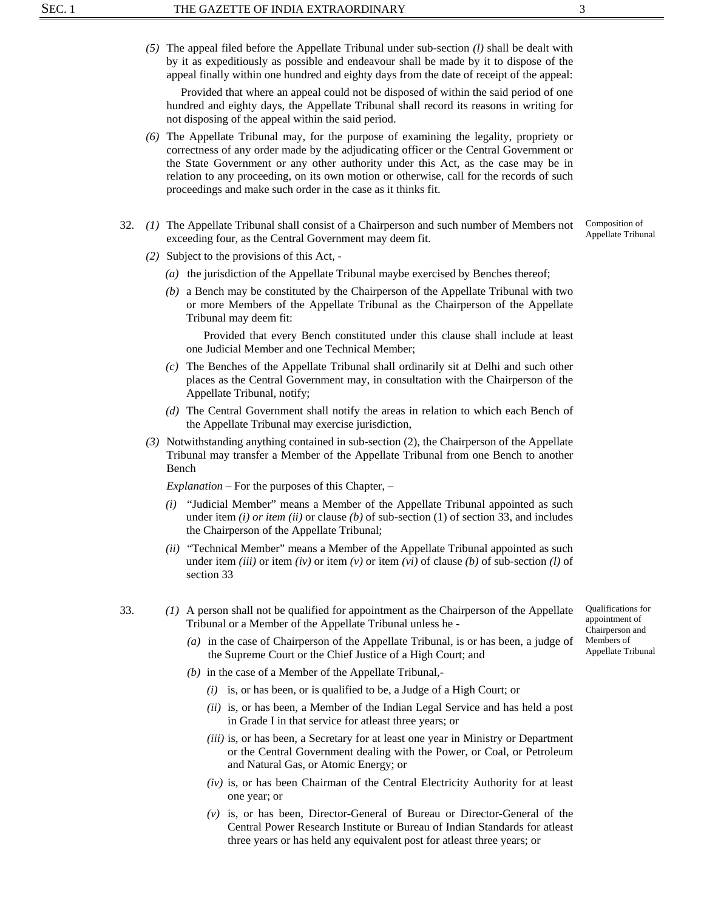*(5)* The appeal filed before the Appellate Tribunal under sub-section *(l)* shall be dealt with by it as expeditiously as possible and endeavour shall be made by it to dispose of the appeal finally within one hundred and eighty days from the date of receipt of the appeal:

Provided that where an appeal could not be disposed of within the said period of one hundred and eighty days, the Appellate Tribunal shall record its reasons in writing for not disposing of the appeal within the said period.

*(6)* The Appellate Tribunal may, for the purpose of examining the legality, propriety or correctness of any order made by the adjudicating officer or the Central Government or the State Government or any other authority under this Act, as the case may be in relation to any proceeding, on its own motion or otherwise, call for the records of such proceedings and make such order in the case as it thinks fit.

**Composition of Appellate Tribunal**

32. *(1)* The Appellate Tribunal shall consist of a Chairperson and such number of Members not exceeding four, as the Central Government may deem fit.

*(2)* Subject to the provisions of this Act, -

*(a)* the jurisdiction of the Appellate Tribunal maybe exercised by Benches thereof;

*(b)* a Bench may be constituted by the Chairperson of the Appellate Tribunal with two or more Members of the Appellate Tribunal as the Chairperson of the Appellate Tribunal may deem fit:

Provided that every Bench constituted under this clause shall include at least one Judicial Member and one Technical Member;

*(c)* The Benches of the Appellate Tribunal shall ordinarily sit at Delhi and such other places as the Central Government may, in consultation with the Chairperson of the Appellate Tribunal, notify;

*(d)* The Central Government shall notify the areas in relation to which each Bench of the Appellate Tribunal may exercise jurisdiction,

*(3)* Notwithstanding anything contained in sub-section (2), the Chairperson of the Appellate Tribunal may transfer a Member of the Appellate Tribunal from one Bench to another Bench

*Explanation* – For the purposes of this Chapter, –

*(i)* "Judicial Member" means a Member of the Appellate Tribunal appointed as such under item *(i) or item (ii)* or clause *(b)* of sub-section (1) of section 33, and includes the Chairperson of the Appellate Tribunal;

*(ii)* "Technical Member" means a Member of the Appellate Tribunal appointed as such under item *(iii)* or item *(iv)* or item *(v)* or item *(vi)* of clause *(b)* of sub-section *(l)* of section 33

**Qualifications for appointment of Chairperson and Members of Appellate Tribunal**

33. *(1)* A person shall not be qualified for appointment as the Chairperson of the Appellate Tribunal or a Member of the Appellate Tribunal unless he -

*(a)* in the case of Chairperson of the Appellate Tribunal, is or has been, a judge of the Supreme Court or the Chief Justice of a High Court; and

*(b)* in the case of a Member of the Appellate Tribunal,-

*(i)* is, or has been, or is qualified to be, a Judge of a High Court; or

*(ii)* is, or has been, a Member of the Indian Legal Service and has held a post in Grade I in that service for atleast three years; or

*(iii)* is, or has been, a Secretary for at least one year in Ministry or Department or the Central Government dealing with the Power, or Coal, or Petroleum and Natural Gas, or Atomic Energy; or

*(iv)* is, or has been Chairman of the Central Electricity Authority for at least one year; or

*(v)* is, or has been, Director-General of Bureau or Director-General of the Central Power Research Institute or Bureau of Indian Standards for atleast three years or has held any equivalent post for atleast three years; or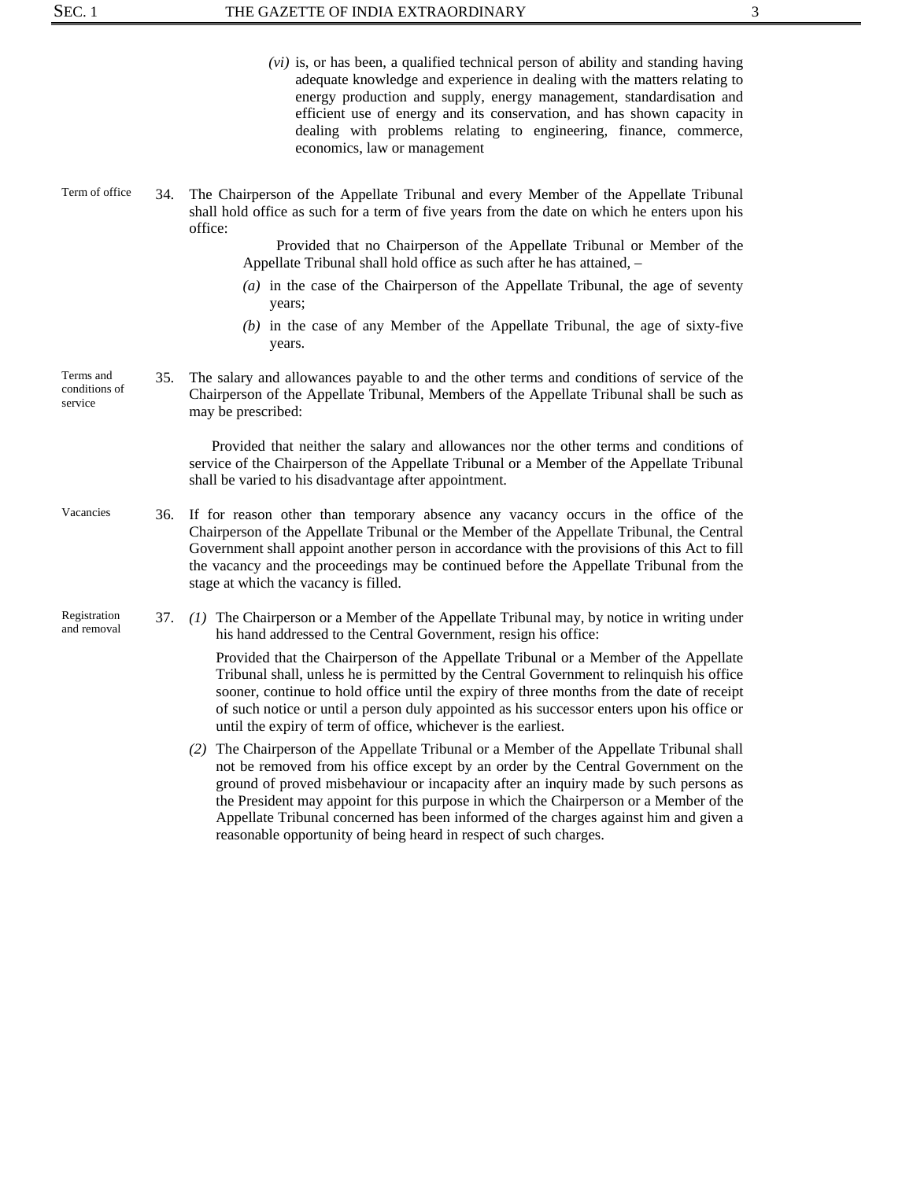(vi) is, or has been, a qualified technical person of ability and standing having adequate knowledge and experience in dealing with the matters relating to energy production and supply, energy management, standardisation and efficient use of energy and its conservation, and has shown capacity in dealing with problems relating to engineering, finance, commerce, economics, law or management

Term of office

34. The Chairperson of the Appellate Tribunal and every Member of the Appellate Tribunal shall hold office as such for a term of five years from the date on which he enters upon his office:

Provided that no Chairperson of the Appellate Tribunal or Member of the Appellate Tribunal shall hold office as such after he has attained, –

*(a)* in the case of the Chairperson of the Appellate Tribunal, the age of seventy years;

*(b)* in the case of any Member of the Appellate Tribunal, the age of sixty-five years.

Terms and conditions of service

35. The salary and allowances payable to and the other terms and conditions of service of the Chairperson of the Appellate Tribunal, Members of the Appellate Tribunal shall be such as may be prescribed:

Provided that neither the salary and allowances nor the other terms and conditions of service of the Chairperson of the Appellate Tribunal or a Member of the Appellate Tribunal shall be varied to his disadvantage after appointment.

Vacancies

36. If for reason other than temporary absence any vacancy occurs in the office of the Chairperson of the Appellate Tribunal or the Member of the Appellate Tribunal, the Central Government shall appoint another person in accordance with the provisions of this Act to fill the vacancy and the proceedings may be continued before the Appellate Tribunal from the stage at which the vacancy is filled.

Registration and removal

37. *(1)* The Chairperson or a Member of the Appellate Tribunal may, by notice in writing under his hand addressed to the Central Government, resign his office:

Provided that the Chairperson of the Appellate Tribunal or a Member of the Appellate Tribunal shall, unless he is permitted by the Central Government to relinquish his office sooner, continue to hold office until the expiry of three months from the date of receipt of such notice or until a person duly appointed as his successor enters upon his office or until the expiry of term of office, whichever is the earliest.

*(2)* The Chairperson of the Appellate Tribunal or a Member of the Appellate Tribunal shall not be removed from his office except by an order by the Central Government on the ground of proved misbehaviour or incapacity after an inquiry made by such persons as the President may appoint for this purpose in which the Chairperson or a Member of the Appellate Tribunal concerned has been informed of the charges against him and given a reasonable opportunity of being heard in respect of such charges.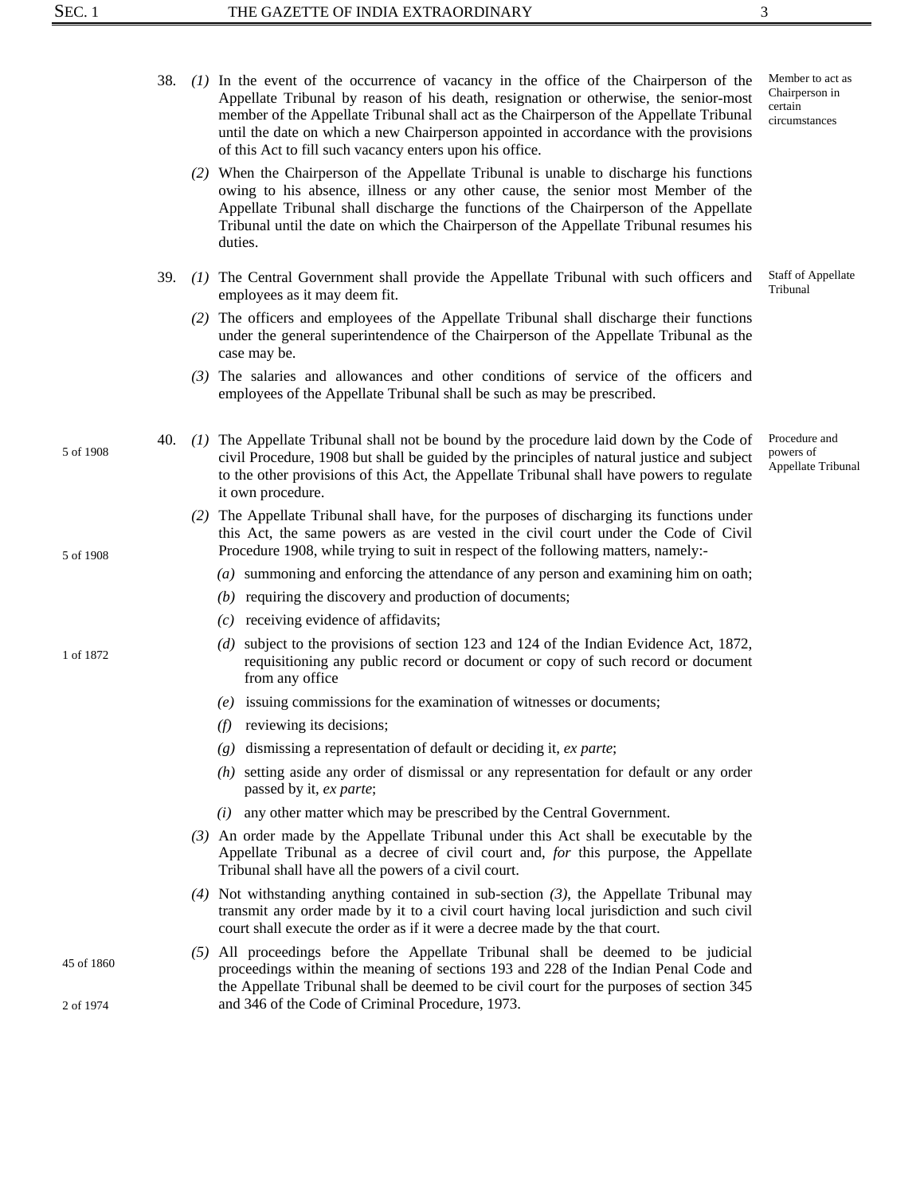38. *(1)* In the event of the occurrence of vacancy in the office of the Chairperson of the Appellate Tribunal by reason of his death, resignation or otherwise, the senior-most member of the Appellate Tribunal shall act as the Chairperson of the Appellate Tribunal until the date on which a new Chairperson appointed in accordance with the provisions of this Act to fill such vacancy enters upon his office.

Member to act as Chairperson in certain circumstances

*(2)* When the Chairperson of the Appellate Tribunal is unable to discharge his functions owing to his absence, illness or any other cause, the senior most Member of the Appellate Tribunal shall discharge the functions of the Chairperson of the Appellate Tribunal until the date on which the Chairperson of the Appellate Tribunal resumes his duties.

39. *(1)* The Central Government shall provide the Appellate Tribunal with such officers and employees as it may deem fit.

Staff of Appellate Tribunal

*(2)* The officers and employees of the Appellate Tribunal shall discharge their functions under the general superintendence of the Chairperson of the Appellate Tribunal as the case may be.

*(3)* The salaries and allowances and other conditions of service of the officers and employees of the Appellate Tribunal shall be such as may be prescribed.

40. *(1)* The Appellate Tribunal shall not be bound by the procedure laid down by the Code of civil Procedure, 1908 but shall be guided by the principles of natural justice and subject to the other provisions of this Act, the Appellate Tribunal shall have powers to regulate it own procedure.

5 of 1908

Procedure and powers of Appellate Tribunal

*(2)* The Appellate Tribunal shall have, for the purposes of discharging its functions under this Act, the same powers as are vested in the civil court under the Code of Civil Procedure 1908, while trying to suit in respect of the following matters, namely:-

5 of 1908

*(a)* summoning and enforcing the attendance of any person and examining him on oath;

*(b)* requiring the discovery and production of documents;

*(c)* receiving evidence of affidavits;

*(d)* subject to the provisions of section 123 and 124 of the Indian Evidence Act, 1872, requisitioning any public record or document or copy of such record or document from any office

1 of 1872

*(e)* issuing commissions for the examination of witnesses or documents;

*(f)* reviewing its decisions;

*(g)* dismissing a representation of default or deciding it, *ex parte*;

*(h)* setting aside any order of dismissal or any representation for default or any order passed by it, *ex parte*;

*(i)* any other matter which may be prescribed by the Central Government.

*(3)* An order made by the Appellate Tribunal under this Act shall be executable by the Appellate Tribunal as a decree of civil court and, *for* this purpose, the Appellate Tribunal shall have all the powers of a civil court.

*(4)* Not withstanding anything contained in sub-section *(3)*, the Appellate Tribunal may transmit any order made by it to a civil court having local jurisdiction and such civil court shall execute the order as if it were a decree made by the that court.

*(5)* All proceedings before the Appellate Tribunal shall be deemed to be judicial proceedings within the meaning of sections 193 and 228 of the Indian Penal Code and the Appellate Tribunal shall be deemed to be civil court for the purposes of section 345 and 346 of the Code of Criminal Procedure, 1973.

45 of 1860

2 of 1974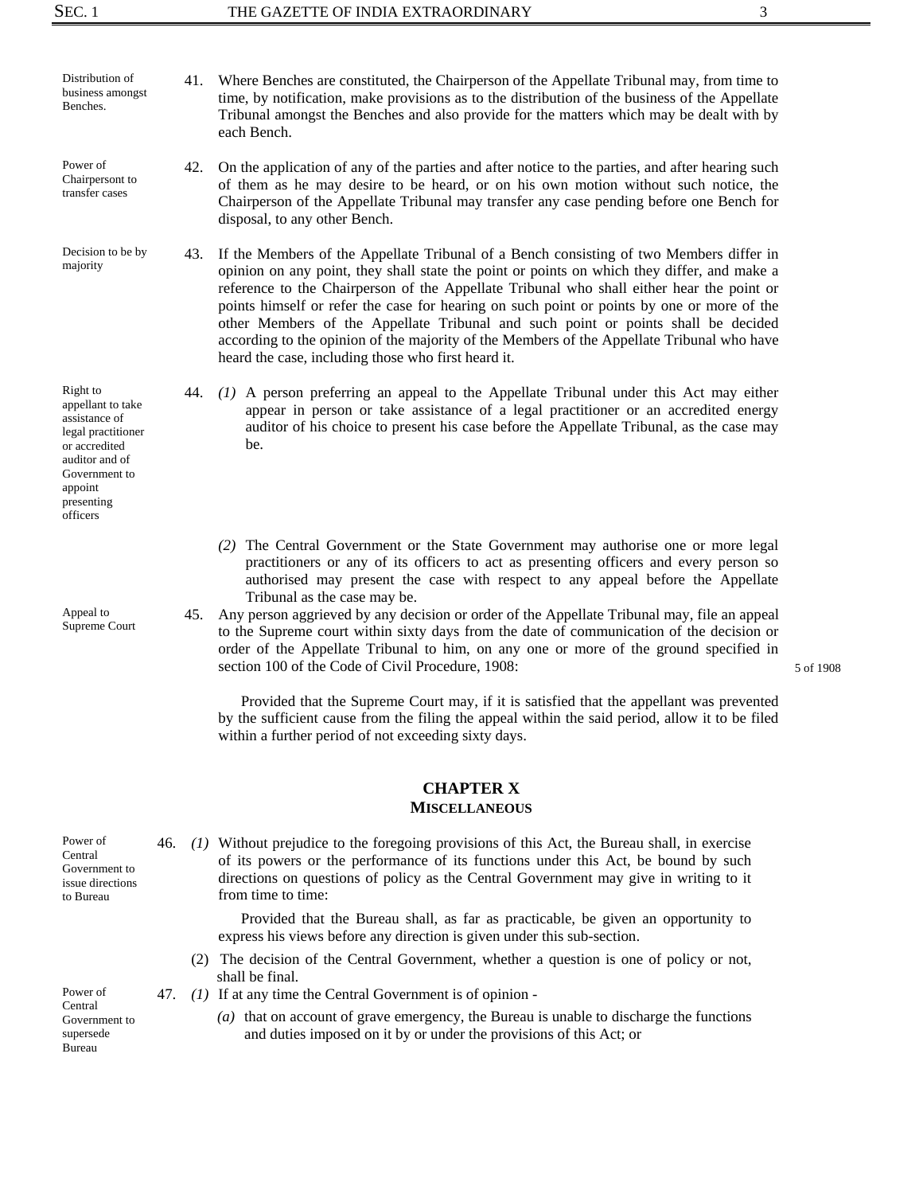Distribution of business amongst Benches.

41. Where Benches are constituted, the Chairperson of the Appellate Tribunal may, from time to time, by notification, make provisions as to the distribution of the business of the Appellate Tribunal amongst the Benches and also provide for the matters which may be dealt with by each Bench.

Power of Chairpersont to transfer cases

42. On the application of any of the parties and after notice to the parties, and after hearing such of them as he may desire to be heard, or on his own motion without such notice, the Chairperson of the Appellate Tribunal may transfer any case pending before one Bench for disposal, to any other Bench.

Decision to be by majority

43. If the Members of the Appellate Tribunal of a Bench consisting of two Members differ in opinion on any point, they shall state the point or points on which they differ, and make a reference to the Chairperson of the Appellate Tribunal who shall either hear the point or points himself or refer the case for hearing on such point or points by one or more of the other Members of the Appellate Tribunal and such point or points shall be decided according to the opinion of the majority of the Members of the Appellate Tribunal who have heard the case, including those who first heard it.

Right to appellant to take assistance of legal practitioner or accredited auditor and of Government to appoint presenting officers

44. *(1)* A person preferring an appeal to the Appellate Tribunal under this Act may either appear in person or take assistance of a legal practitioner or an accredited energy auditor of his choice to present his case before the Appellate Tribunal, as the case may be.

*(2)* The Central Government or the State Government may authorise one or more legal practitioners or any of its officers to act as presenting officers and every person so authorised may present the case with respect to any appeal before the Appellate Tribunal as the case may be.

Appeal to Supreme Court

45. Any person aggrieved by any decision or order of the Appellate Tribunal may, file an appeal to the Supreme court within sixty days from the date of communication of the decision or order of the Appellate Tribunal to him, on any one or more of the ground specified in section 100 of the Code of Civil Procedure, 1908: (5 of 1908)

Provided that the Supreme Court may, if it is satisfied that the appellant was prevented by the sufficient cause from the filing the appeal within the said period, allow it to be filed within a further period of not exceeding sixty days.

## CHAPTER X
## MISCELLANEOUS

Power of Central Government to issue directions to Bureau

46. *(1)* Without prejudice to the foregoing provisions of this Act, the Bureau shall, in exercise of its powers or the performance of its functions under this Act, be bound by such directions on questions of policy as the Central Government may give in writing to it from time to time:

Provided that the Bureau shall, as far as practicable, be given an opportunity to express his views before any direction is given under this sub-section.

(2) The decision of the Central Government, whether a question is one of policy or not, shall be final.

Power of Central Government to supersede Bureau

47. *(1)* If at any time the Central Government is of opinion -

*(a)* that on account of grave emergency, the Bureau is unable to discharge the functions and duties imposed on it by or under the provisions of this Act; or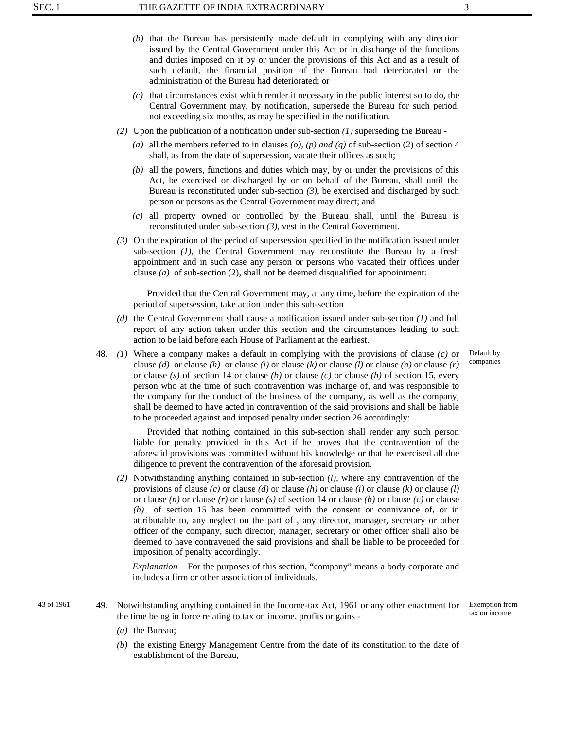(b) that the Bureau has persistently made default in complying with any direction issued by the Central Government under this Act or in discharge of the functions and duties imposed on it by or under the provisions of this Act and as a result of such default, the financial position of the Bureau had deteriorated or the administration of the Bureau had deteriorated; or

(c) that circumstances exist which render it necessary in the public interest so to do, the Central Government may, by notification, supersede the Bureau for such period, not exceeding six months, as may be specified in the notification.

*(2)* Upon the publication of a notification under sub-section *(1)* superseding the Bureau -

*(a)* all the members referred to in clauses *(o), (p) and (q)* of sub-section (2) of section 4 shall, as from the date of supersession, vacate their offices as such;

*(b)* all the powers, functions and duties which may, by or under the provisions of this Act, be exercised or discharged by or on behalf of the Bureau, shall until the Bureau is reconstituted under sub-section *(3)*, be exercised and discharged by such person or persons as the Central Government may direct; and

*(c)* all property owned or controlled by the Bureau shall, until the Bureau is reconstituted under sub-section *(3)*, vest in the Central Government.

*(3)* On the expiration of the period of supersession specified in the notification issued under sub-section *(1)*, the Central Government may reconstitute the Bureau by a fresh appointment and in such case any person or persons who vacated their offices under clause *(a)* of sub-section (2), shall not be deemed disqualified for appointment:

Provided that the Central Government may, at any time, before the expiration of the period of supersession, take action under this sub-section

*(d)* the Central Government shall cause a notification issued under sub-section *(1)* and full report of any action taken under this section and the circumstances leading to such action to be laid before each House of Parliament at the earliest.

Default by companies

48. *(1)* Where a company makes a default in complying with the provisions of clause *(c)* or clause *(d)* or clause *(h)* or clause *(i)* or clause *(k)* or clause *(l)* or clause *(n)* or clause *(r)* or clause *(s)* of section 14 or clause *(b)* or clause *(c)* or clause *(h)* of section 15, every person who at the time of such contravention was incharge of, and was responsible to the company for the conduct of the business of the company, as well as the company, shall be deemed to have acted in contravention of the said provisions and shall be liable to be proceeded against and imposed penalty under section 26 accordingly:

Provided that nothing contained in this sub-section shall render any such person liable for penalty provided in this Act if he proves that the contravention of the aforesaid provisions was committed without his knowledge or that he exercised all due diligence to prevent the contravention of the aforesaid provision.

*(2)* Notwithstanding anything contained in sub-section *(l)*, where any contravention of the provisions of clause *(c)* or clause *(d)* or clause *(h)* or clause *(i)* or clause *(k)* or clause *(l)* or clause *(n)* or clause *(r)* or clause *(s)* of section 14 or clause *(b)* or clause *(c)* or clause *(h)* of section 15 has been committed with the consent or connivance of, or in attributable to, any neglect on the part of , any director, manager, secretary or other officer of the company, such director, manager, secretary or other officer shall also be deemed to have contravened the said provisions and shall be liable to be proceeded for imposition of penalty accordingly.

*Explanation* – For the purposes of this section, "company" means a body corporate and includes a firm or other association of individuals.

43 of 1961

Exemption from tax on income

49. Notwithstanding anything contained in the Income-tax Act, 1961 or any other enactment for the time being in force relating to tax on income, profits or gains -

*(a)* the Bureau;

*(b)* the existing Energy Management Centre from the date of its constitution to the date of establishment of the Bureau,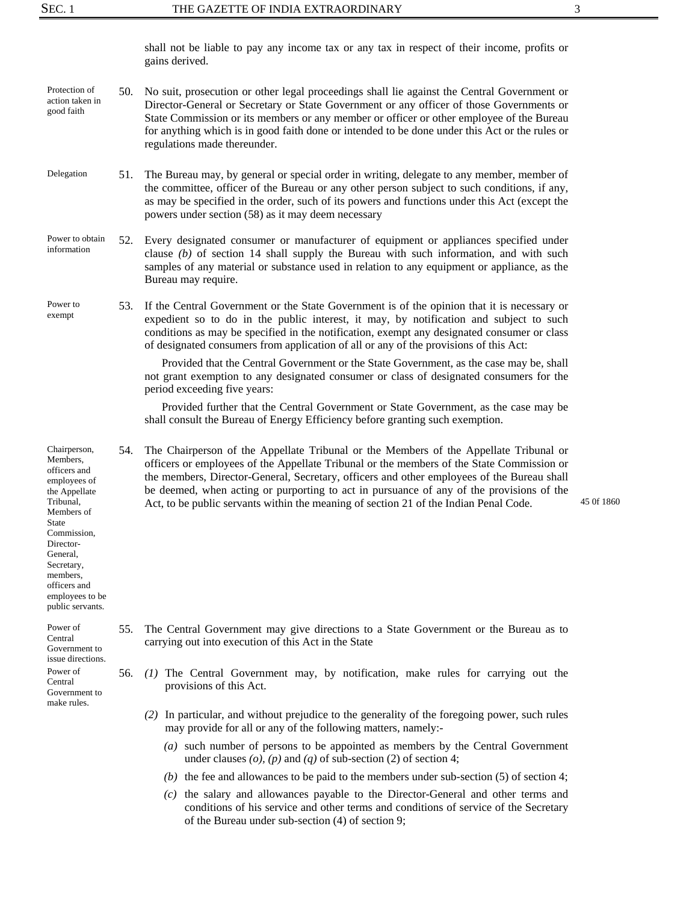shall not be liable to pay any income tax or any tax in respect of their income, profits or gains derived.

**Protection of action taken in good faith**

50. No suit, prosecution or other legal proceedings shall lie against the Central Government or Director-General or Secretary or State Government or any officer of those Governments or State Commission or its members or any member or officer or other employee of the Bureau for anything which is in good faith done or intended to be done under this Act or the rules or regulations made thereunder.

**Delegation**

51. The Bureau may, by general or special order in writing, delegate to any member, member of the committee, officer of the Bureau or any other person subject to such conditions, if any, as may be specified in the order, such of its powers and functions under this Act (except the powers under section (58) as it may deem necessary

**Power to obtain information**

52. Every designated consumer or manufacturer of equipment or appliances specified under clause *(b)* of section 14 shall supply the Bureau with such information, and with such samples of any material or substance used in relation to any equipment or appliance, as the Bureau may require.

**Power to exempt**

53. If the Central Government or the State Government is of the opinion that it is necessary or expedient so to do in the public interest, it may, by notification and subject to such conditions as may be specified in the notification, exempt any designated consumer or class of designated consumers from application of all or any of the provisions of this Act:

Provided that the Central Government or the State Government, as the case may be, shall not grant exemption to any designated consumer or class of designated consumers for the period exceeding five years:

Provided further that the Central Government or State Government, as the case may be shall consult the Bureau of Energy Efficiency before granting such exemption.

**Chairperson, Members, officers and employees of the Appellate Tribunal, Members of State Commission, Director-General, Secretary, members, officers and employees to be public servants.**

54. The Chairperson of the Appellate Tribunal or the Members of the Appellate Tribunal or officers or employees of the Appellate Tribunal or the members of the State Commission or the members, Director-General, Secretary, officers and other employees of the Bureau shall be deemed, when acting or purporting to act in pursuance of any of the provisions of the Act, to be public servants within the meaning of section 21 of the Indian Penal Code. (45 0f 1860)

**Power of Central Government to issue directions.**

55. The Central Government may give directions to a State Government or the Bureau as to carrying out into execution of this Act in the State

**Power of Central Government to make rules.**

56. *(1)* The Central Government may, by notification, make rules for carrying out the provisions of this Act.

*(2)* In particular, and without prejudice to the generality of the foregoing power, such rules may provide for all or any of the following matters, namely:-

*(a)* such number of persons to be appointed as members by the Central Government under clauses *(o)*, *(p)* and *(q)* of sub-section (2) of section 4;

*(b)* the fee and allowances to be paid to the members under sub-section (5) of section 4;

*(c)* the salary and allowances payable to the Director-General and other terms and conditions of his service and other terms and conditions of service of the Secretary of the Bureau under sub-section (4) of section 9;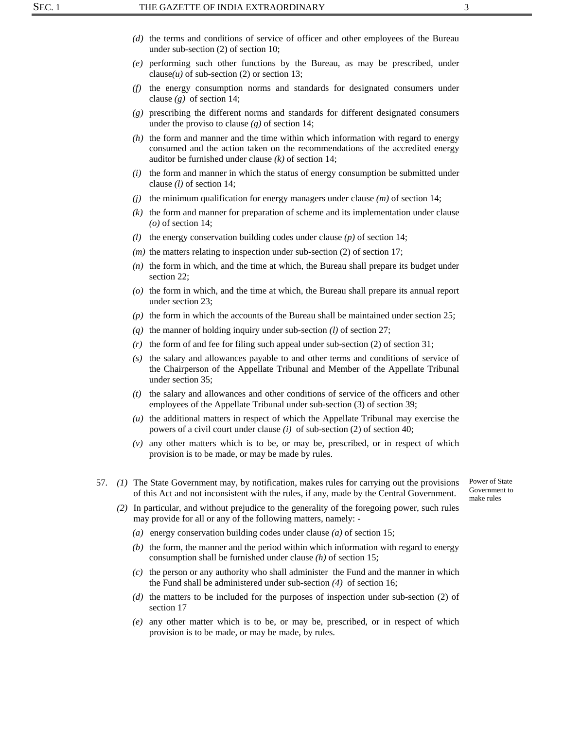(*d*) the terms and conditions of service of officer and other employees of the Bureau under sub-section (2) of section 10;

(*e*) performing such other functions by the Bureau, as may be prescribed, under clause(*u*) of sub-section (2) or section 13;

(*f*) the energy consumption norms and standards for designated consumers under clause (*g*) of section 14;

(*g*) prescribing the different norms and standards for different designated consumers under the proviso to clause (*g*) of section 14;

(*h*) the form and manner and the time within which information with regard to energy consumed and the action taken on the recommendations of the accredited energy auditor be furnished under clause (*k*) of section 14;

(*i*) the form and manner in which the status of energy consumption be submitted under clause (*l*) of section 14;

(*j*) the minimum qualification for energy managers under clause (*m*) of section 14;

(*k*) the form and manner for preparation of scheme and its implementation under clause (*o*) of section 14;

(*l*) the energy conservation building codes under clause (*p*) of section 14;

(*m*) the matters relating to inspection under sub-section (2) of section 17;

(*n*) the form in which, and the time at which, the Bureau shall prepare its budget under section 22;

(*o*) the form in which, and the time at which, the Bureau shall prepare its annual report under section 23;

(*p*) the form in which the accounts of the Bureau shall be maintained under section 25;

(*q*) the manner of holding inquiry under sub-section (*l*) of section 27;

(*r*) the form of and fee for filing such appeal under sub-section (2) of section 31;

(*s*) the salary and allowances payable to and other terms and conditions of service of the Chairperson of the Appellate Tribunal and Member of the Appellate Tribunal under section 35;

(*t*) the salary and allowances and other conditions of service of the officers and other employees of the Appellate Tribunal under sub-section (3) of section 39;

(*u*) the additional matters in respect of which the Appellate Tribunal may exercise the powers of a civil court under clause (*i*) of sub-section (2) of section 40;

(*v*) any other matters which is to be, or may be, prescribed, or in respect of which provision is to be made, or may be made by rules.

Power of State Government to make rules

57. (*1*) The State Government may, by notification, makes rules for carrying out the provisions of this Act and not inconsistent with the rules, if any, made by the Central Government.

(*2*) In particular, and without prejudice to the generality of the foregoing power, such rules may provide for all or any of the following matters, namely: -

(*a*) energy conservation building codes under clause (*a*) of section 15;

(*b*) the form, the manner and the period within which information with regard to energy consumption shall be furnished under clause (*h*) of section 15;

(*c*) the person or any authority who shall administer the Fund and the manner in which the Fund shall be administered under sub-section (*4*) of section 16;

(*d*) the matters to be included for the purposes of inspection under sub-section (2) of section 17

(*e*) any other matter which is to be, or may be, prescribed, or in respect of which provision is to be made, or may be made, by rules.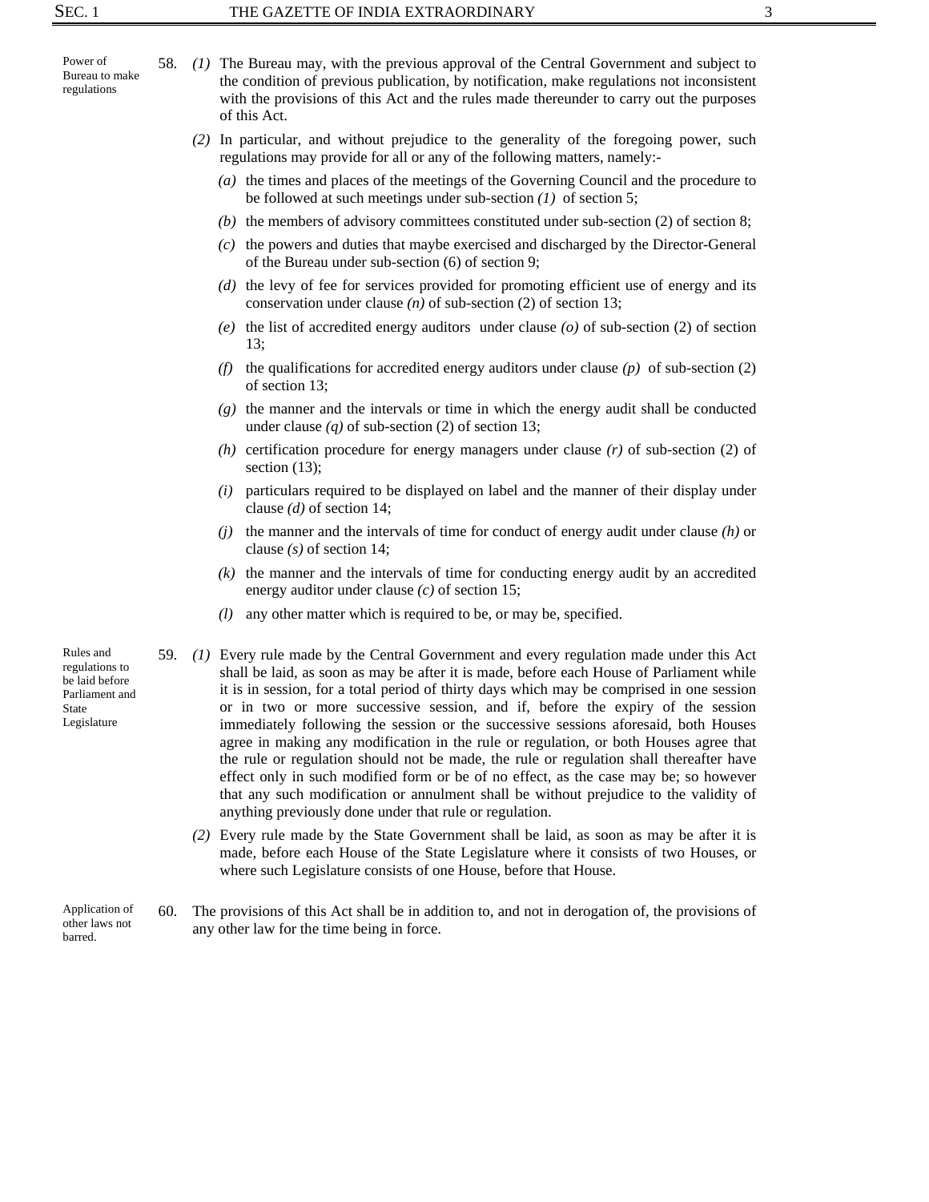**Power of Bureau to make regulations**

58. *(1)* The Bureau may, with the previous approval of the Central Government and subject to the condition of previous publication, by notification, make regulations not inconsistent with the provisions of this Act and the rules made thereunder to carry out the purposes of this Act.

*(2)* In particular, and without prejudice to the generality of the foregoing power, such regulations may provide for all or any of the following matters, namely:-

*(a)* the times and places of the meetings of the Governing Council and the procedure to be followed at such meetings under sub-section *(1)* of section 5;

*(b)* the members of advisory committees constituted under sub-section (2) of section 8;

*(c)* the powers and duties that maybe exercised and discharged by the Director-General of the Bureau under sub-section (6) of section 9;

*(d)* the levy of fee for services provided for promoting efficient use of energy and its conservation under clause *(n)* of sub-section (2) of section 13;

*(e)* the list of accredited energy auditors under clause *(o)* of sub-section (2) of section 13;

*(f)* the qualifications for accredited energy auditors under clause *(p)* of sub-section (2) of section 13;

*(g)* the manner and the intervals or time in which the energy audit shall be conducted under clause *(q)* of sub-section (2) of section 13;

*(h)* certification procedure for energy managers under clause *(r)* of sub-section (2) of section (13);

*(i)* particulars required to be displayed on label and the manner of their display under clause *(d)* of section 14;

*(j)* the manner and the intervals of time for conduct of energy audit under clause *(h)* or clause *(s)* of section 14;

*(k)* the manner and the intervals of time for conducting energy audit by an accredited energy auditor under clause *(c)* of section 15;

*(l)* any other matter which is required to be, or may be, specified.

**Rules and regulations to be laid before Parliament and State Legislature**

59. *(1)* Every rule made by the Central Government and every regulation made under this Act shall be laid, as soon as may be after it is made, before each House of Parliament while it is in session, for a total period of thirty days which may be comprised in one session or in two or more successive session, and if, before the expiry of the session immediately following the session or the successive sessions aforesaid, both Houses agree in making any modification in the rule or regulation, or both Houses agree that the rule or regulation should not be made, the rule or regulation shall thereafter have effect only in such modified form or be of no effect, as the case may be; so however that any such modification or annulment shall be without prejudice to the validity of anything previously done under that rule or regulation.

*(2)* Every rule made by the State Government shall be laid, as soon as may be after it is made, before each House of the State Legislature where it consists of two Houses, or where such Legislature consists of one House, before that House.

**Application of other laws not barred.**

60. The provisions of this Act shall be in addition to, and not in derogation of, the provisions of any other law for the time being in force.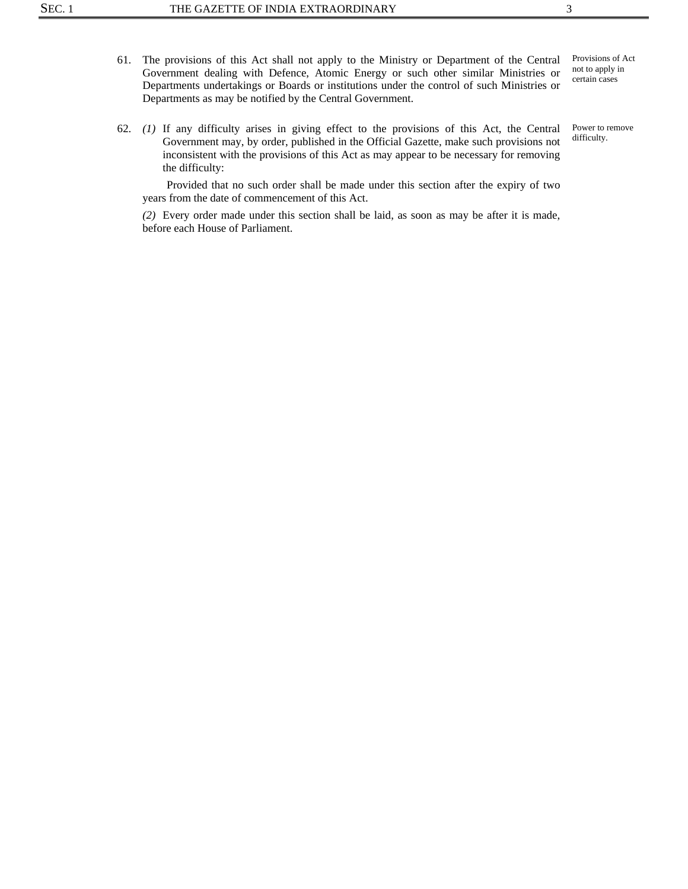61. The provisions of this Act shall not apply to the Ministry or Department of the Central Government dealing with Defence, Atomic Energy or such other similar Ministries or Departments undertakings or Boards or institutions under the control of such Ministries or Departments as may be notified by the Central Government.

*Provisions of Act not to apply in certain cases*

62. *(1)* If any difficulty arises in giving effect to the provisions of this Act, the Central Government may, by order, published in the Official Gazette, make such provisions not inconsistent with the provisions of this Act as may appear to be necessary for removing the difficulty:

*Power to remove difficulty.*

Provided that no such order shall be made under this section after the expiry of two years from the date of commencement of this Act.

*(2)* Every order made under this section shall be laid, as soon as may be after it is made, before each House of Parliament.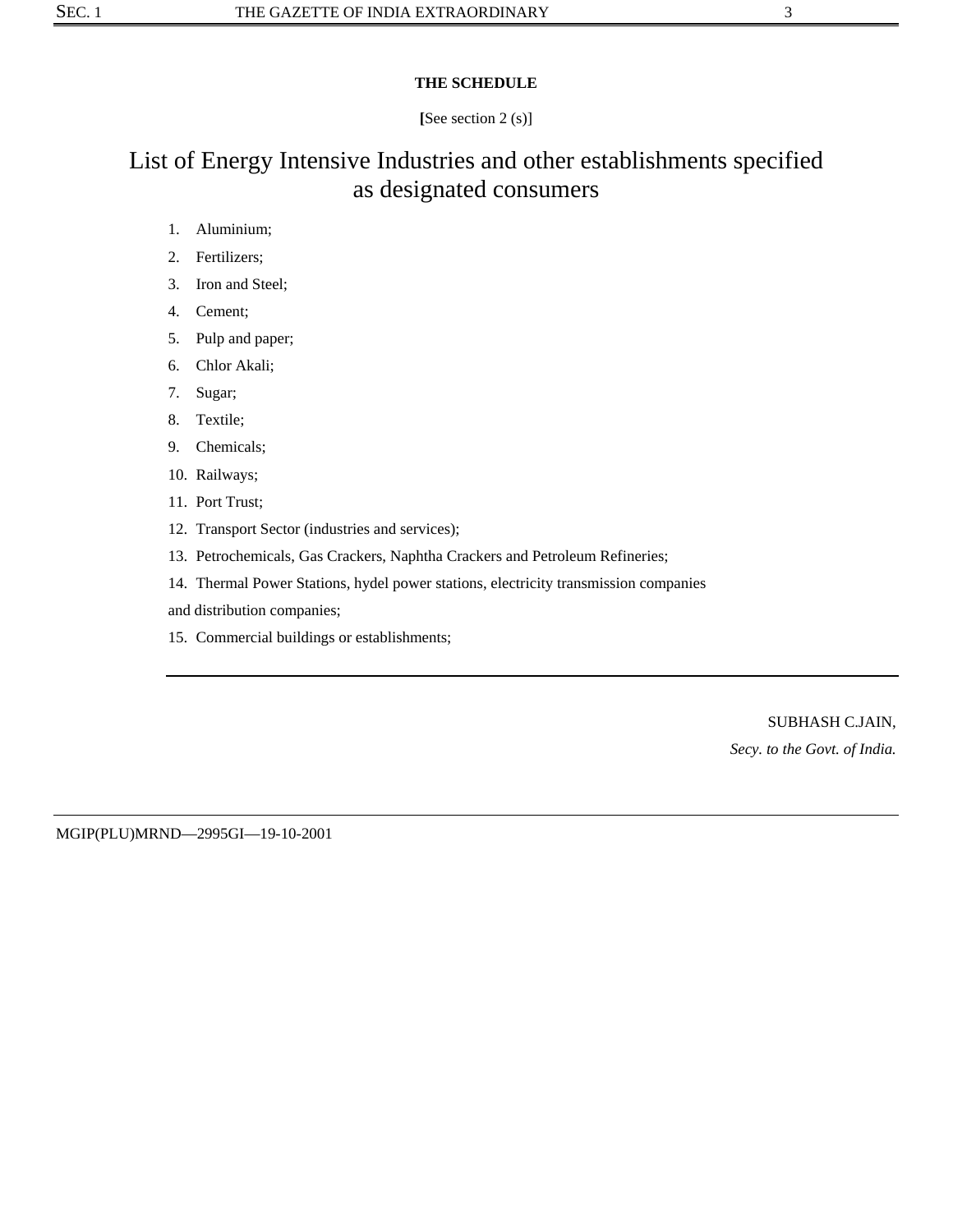**THE SCHEDULE**

[See section 2 (s)]

# List of Energy Intensive Industries and other establishments specified as designated consumers

1. Aluminium;
2. Fertilizers;
3. Iron and Steel;
4. Cement;
5. Pulp and paper;
6. Chlor Akali;
7. Sugar;
8. Textile;
9. Chemicals;
10. Railways;
11. Port Trust;
12. Transport Sector (industries and services);
13. Petrochemicals, Gas Crackers, Naphtha Crackers and Petroleum Refineries;
14. Thermal Power Stations, hydel power stations, electricity transmission companies and distribution companies;
15. Commercial buildings or establishments;

---

SUBHASH C.JAIN,

*Secy. to the Govt. of India.*

MGIP(PLU)MRND—2995GI—19-10-2001